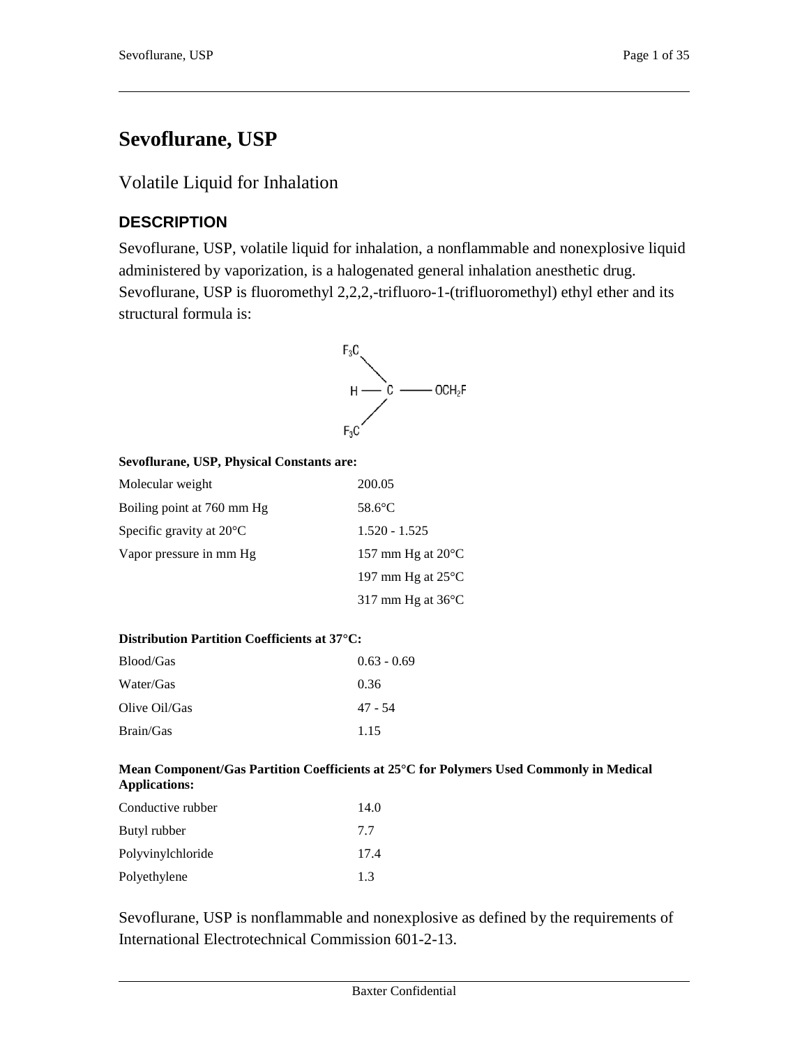# Sevoflurane, USP

## Volatile Liquid for Inhalation

### DESCRIPTION

Sevoflurane, USP, volatile liquid for inhalation, a nonflammable and nonexplosive liquid administered by vaporization, is a halogenated general inhalation anesthetic drug. Sevoflurane, USP is fluoromethyl 2,2,2,-trifluoro-1-(trifluoromethyl) ethyl ether and its structural formula is:

$$\begin{array}{l} F_3C \\ \quad\quad \diagdown \\ H — C —— OCH_2F \\ \quad\quad \diagup \\ F_3C \end{array}$$

**Sevoflurane, USP, Physical Constants are:**

| | |
|---|---|
| Molecular weight | 200.05 |
| Boiling point at 760 mm Hg | 58.6°C |
| Specific gravity at 20°C | 1.520 - 1.525 |
| Vapor pressure in mm Hg | 157 mm Hg at 20°C |
| | 197 mm Hg at 25°C |
| | 317 mm Hg at 36°C |

**Distribution Partition Coefficients at 37°C:**

| | |
|---|---|
| Blood/Gas | 0.63 - 0.69 |
| Water/Gas | 0.36 |
| Olive Oil/Gas | 47 - 54 |
| Brain/Gas | 1.15 |

**Mean Component/Gas Partition Coefficients at 25°C for Polymers Used Commonly in Medical Applications:**

| | |
|---|---|
| Conductive rubber | 14.0 |
| Butyl rubber | 7.7 |
| Polyvinylchloride | 17.4 |
| Polyethylene | 1.3 |

Sevoflurane, USP is nonflammable and nonexplosive as defined by the requirements of International Electrotechnical Commission 601-2-13.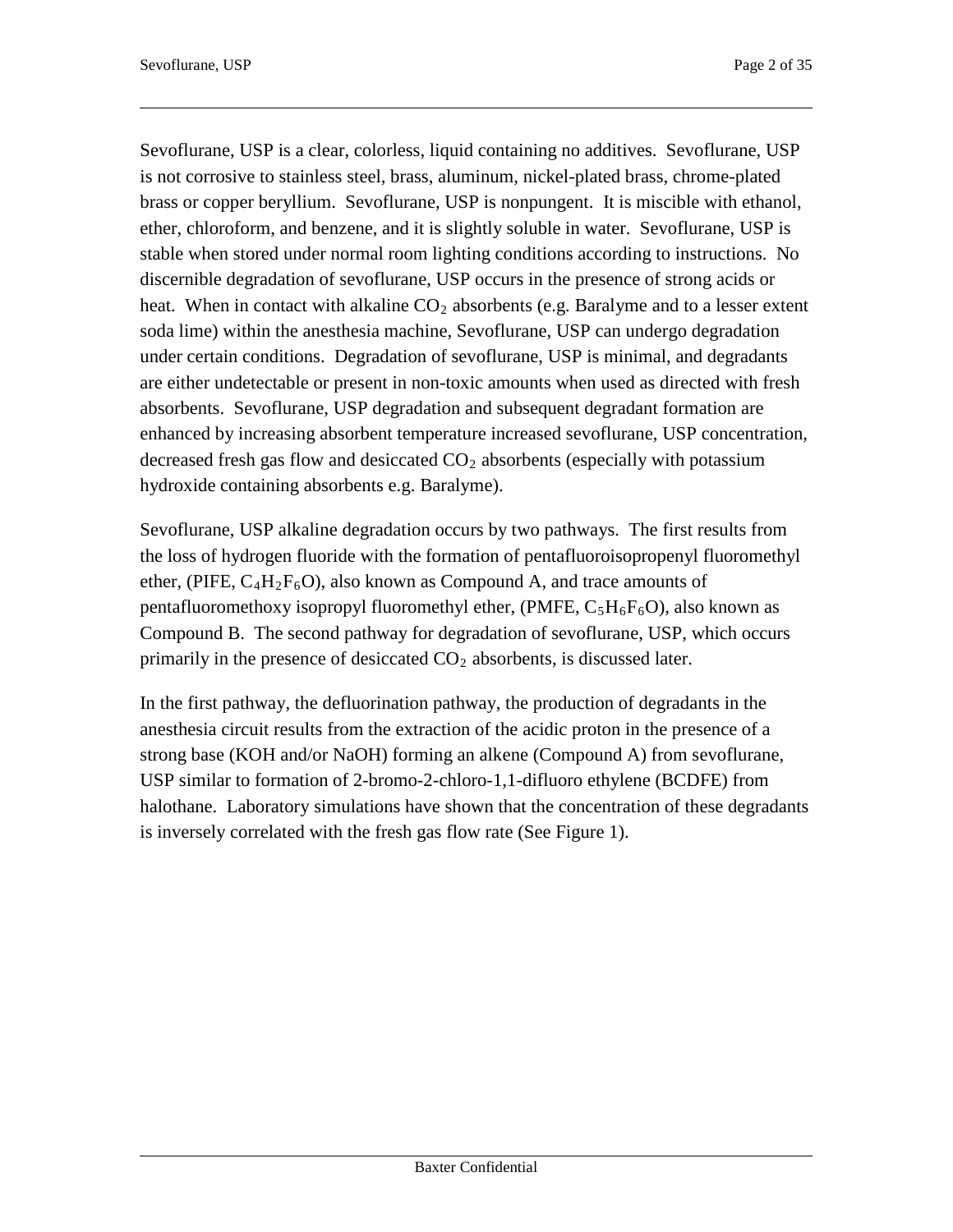Sevoflurane, USP is a clear, colorless, liquid containing no additives. Sevoflurane, USP is not corrosive to stainless steel, brass, aluminum, nickel-plated brass, chrome-plated brass or copper beryllium. Sevoflurane, USP is nonpungent. It is miscible with ethanol, ether, chloroform, and benzene, and it is slightly soluble in water. Sevoflurane, USP is stable when stored under normal room lighting conditions according to instructions. No discernible degradation of sevoflurane, USP occurs in the presence of strong acids or heat. When in contact with alkaline $CO_2$ absorbents (e.g. Baralyme and to a lesser extent soda lime) within the anesthesia machine, Sevoflurane, USP can undergo degradation under certain conditions. Degradation of sevoflurane, USP is minimal, and degradants are either undetectable or present in non-toxic amounts when used as directed with fresh absorbents. Sevoflurane, USP degradation and subsequent degradant formation are enhanced by increasing absorbent temperature increased sevoflurane, USP concentration, decreased fresh gas flow and desiccated $CO_2$ absorbents (especially with potassium hydroxide containing absorbents e.g. Baralyme).

Sevoflurane, USP alkaline degradation occurs by two pathways. The first results from the loss of hydrogen fluoride with the formation of pentafluoroisopropenyl fluoromethyl ether, (PIFE, $C_4H_2F_6O$), also known as Compound A, and trace amounts of pentafluoromethoxy isopropyl fluoromethyl ether, (PMFE, $C_5H_6F_6O$), also known as Compound B. The second pathway for degradation of sevoflurane, USP, which occurs primarily in the presence of desiccated $CO_2$ absorbents, is discussed later.

In the first pathway, the defluorination pathway, the production of degradants in the anesthesia circuit results from the extraction of the acidic proton in the presence of a strong base (KOH and/or NaOH) forming an alkene (Compound A) from sevoflurane, USP similar to formation of 2-bromo-2-chloro-1,1-difluoro ethylene (BCDFE) from halothane. Laboratory simulations have shown that the concentration of these degradants is inversely correlated with the fresh gas flow rate (See Figure 1).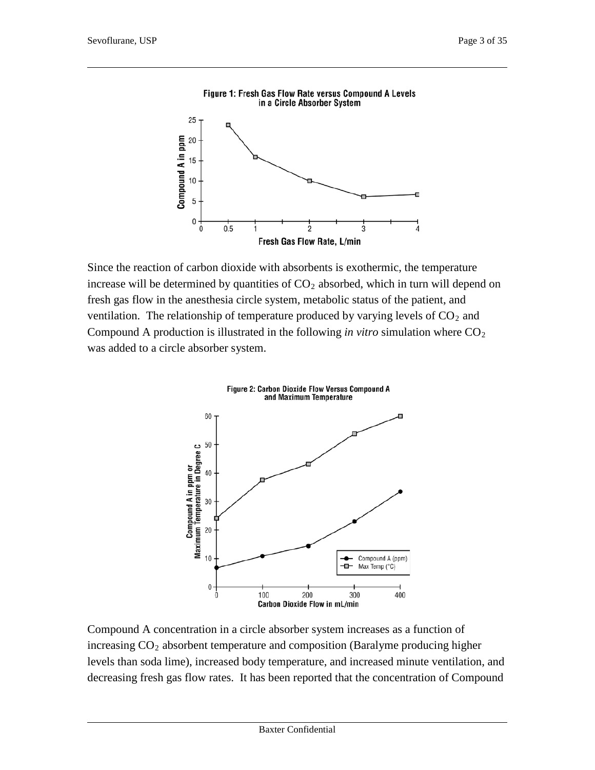Figure 1: Fresh Gas Flow Rate versus Compound A Levels in a Circle Absorber System

Since the reaction of carbon dioxide with absorbents is exothermic, the temperature increase will be determined by quantities of $CO_2$ absorbed, which in turn will depend on fresh gas flow in the anesthesia circle system, metabolic status of the patient, and ventilation. The relationship of temperature produced by varying levels of $CO_2$ and Compound A production is illustrated in the following *in vitro* simulation where $CO_2$ was added to a circle absorber system.

Figure 2: Carbon Dioxide Flow Versus Compound A and Maximum Temperature

Compound A concentration in a circle absorber system increases as a function of increasing $CO_2$ absorbent temperature and composition (Baralyme producing higher levels than soda lime), increased body temperature, and increased minute ventilation, and decreasing fresh gas flow rates. It has been reported that the concentration of Compound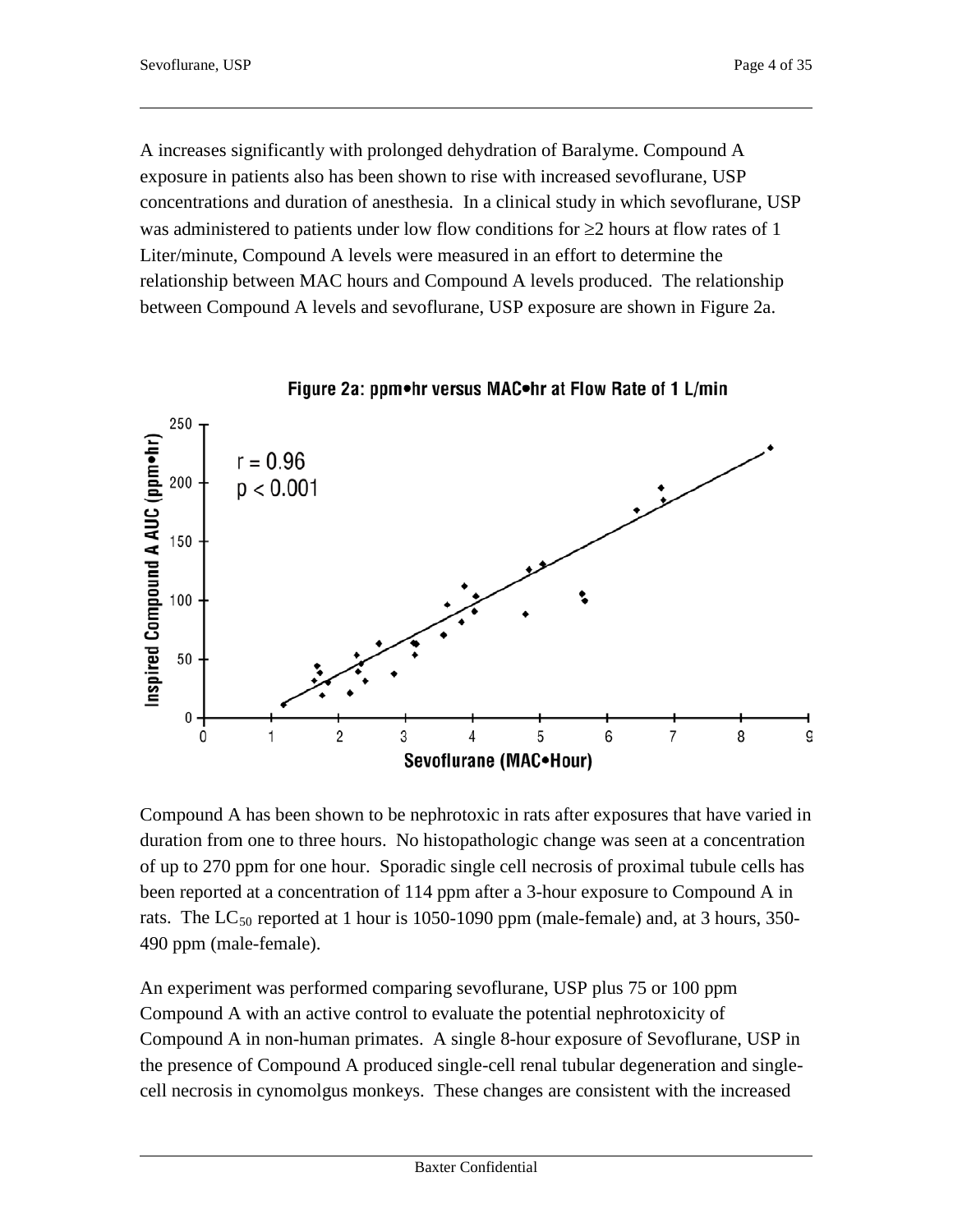A increases significantly with prolonged dehydration of Baralyme. Compound A exposure in patients also has been shown to rise with increased sevoflurane, USP concentrations and duration of anesthesia. In a clinical study in which sevoflurane, USP was administered to patients under low flow conditions for ≥2 hours at flow rates of 1 Liter/minute, Compound A levels were measured in an effort to determine the relationship between MAC hours and Compound A levels produced. The relationship between Compound A levels and sevoflurane, USP exposure are shown in Figure 2a.

**Figure 2a: ppm•hr versus MAC•hr at Flow Rate of 1 L/min**

Compound A has been shown to be nephrotoxic in rats after exposures that have varied in duration from one to three hours. No histopathologic change was seen at a concentration of up to 270 ppm for one hour. Sporadic single cell necrosis of proximal tubule cells has been reported at a concentration of 114 ppm after a 3-hour exposure to Compound A in rats. The $LC_{50}$ reported at 1 hour is 1050-1090 ppm (male-female) and, at 3 hours, 350-490 ppm (male-female).

An experiment was performed comparing sevoflurane, USP plus 75 or 100 ppm Compound A with an active control to evaluate the potential nephrotoxicity of Compound A in non-human primates. A single 8-hour exposure of Sevoflurane, USP in the presence of Compound A produced single-cell renal tubular degeneration and single-cell necrosis in cynomolgus monkeys. These changes are consistent with the increased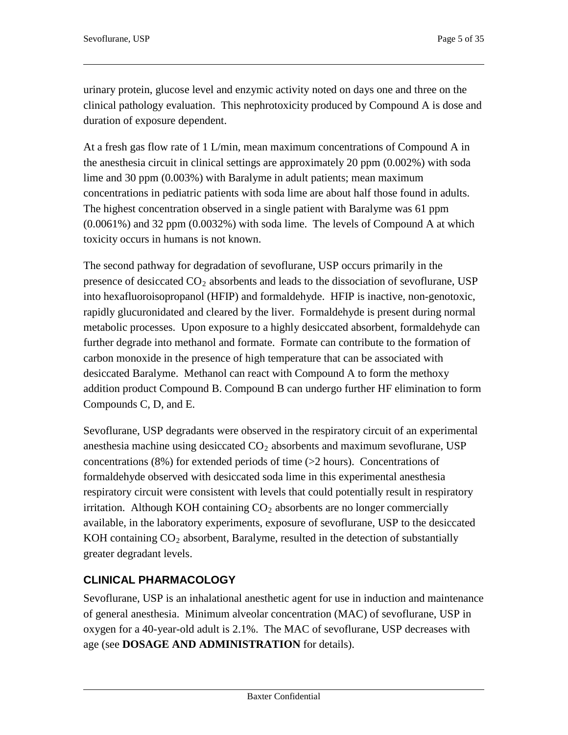urinary protein, glucose level and enzymic activity noted on days one and three on the clinical pathology evaluation. This nephrotoxicity produced by Compound A is dose and duration of exposure dependent.

At a fresh gas flow rate of 1 L/min, mean maximum concentrations of Compound A in the anesthesia circuit in clinical settings are approximately 20 ppm (0.002%) with soda lime and 30 ppm (0.003%) with Baralyme in adult patients; mean maximum concentrations in pediatric patients with soda lime are about half those found in adults. The highest concentration observed in a single patient with Baralyme was 61 ppm (0.0061%) and 32 ppm (0.0032%) with soda lime. The levels of Compound A at which toxicity occurs in humans is not known.

The second pathway for degradation of sevoflurane, USP occurs primarily in the presence of desiccated $CO_2$ absorbents and leads to the dissociation of sevoflurane, USP into hexafluoroisopropanol (HFIP) and formaldehyde. HFIP is inactive, non-genotoxic, rapidly glucuronidated and cleared by the liver. Formaldehyde is present during normal metabolic processes. Upon exposure to a highly desiccated absorbent, formaldehyde can further degrade into methanol and formate. Formate can contribute to the formation of carbon monoxide in the presence of high temperature that can be associated with desiccated Baralyme. Methanol can react with Compound A to form the methoxy addition product Compound B. Compound B can undergo further HF elimination to form Compounds C, D, and E.

Sevoflurane, USP degradants were observed in the respiratory circuit of an experimental anesthesia machine using desiccated $CO_2$ absorbents and maximum sevoflurane, USP concentrations (8%) for extended periods of time (>2 hours). Concentrations of formaldehyde observed with desiccated soda lime in this experimental anesthesia respiratory circuit were consistent with levels that could potentially result in respiratory irritation. Although KOH containing $CO_2$ absorbents are no longer commercially available, in the laboratory experiments, exposure of sevoflurane, USP to the desiccated KOH containing $CO_2$ absorbent, Baralyme, resulted in the detection of substantially greater degradant levels.

## CLINICAL PHARMACOLOGY

Sevoflurane, USP is an inhalational anesthetic agent for use in induction and maintenance of general anesthesia. Minimum alveolar concentration (MAC) of sevoflurane, USP in oxygen for a 40-year-old adult is 2.1%. The MAC of sevoflurane, USP decreases with age (see **DOSAGE AND ADMINISTRATION** for details).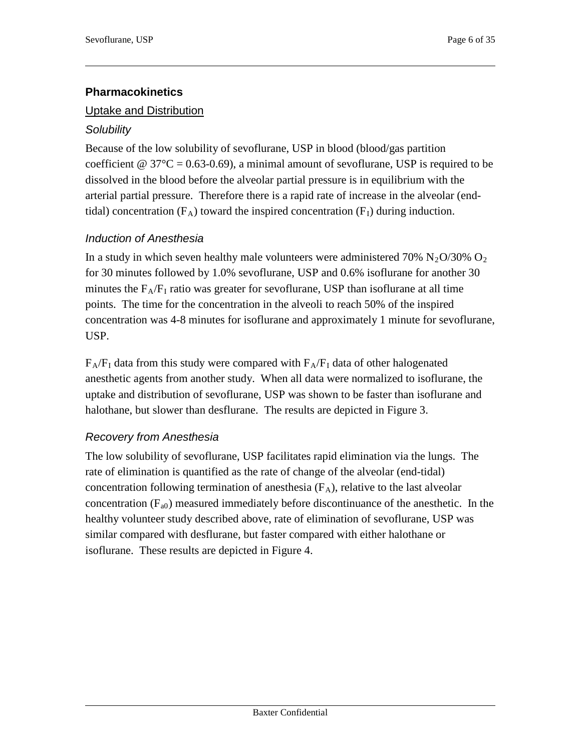## Pharmacokinetics

### Uptake and Distribution

#### *Solubility*

Because of the low solubility of sevoflurane, USP in blood (blood/gas partition coefficient @ 37°C = 0.63-0.69), a minimal amount of sevoflurane, USP is required to be dissolved in the blood before the alveolar partial pressure is in equilibrium with the arterial partial pressure. Therefore there is a rapid rate of increase in the alveolar (end-tidal) concentration ($F_A$) toward the inspired concentration ($F_I$) during induction.

#### *Induction of Anesthesia*

In a study in which seven healthy male volunteers were administered 70% $N_2O$/30% $O_2$ for 30 minutes followed by 1.0% sevoflurane, USP and 0.6% isoflurane for another 30 minutes the $F_A/F_I$ ratio was greater for sevoflurane, USP than isoflurane at all time points. The time for the concentration in the alveoli to reach 50% of the inspired concentration was 4-8 minutes for isoflurane and approximately 1 minute for sevoflurane, USP.

$F_A/F_I$ data from this study were compared with $F_A/F_I$ data of other halogenated anesthetic agents from another study. When all data were normalized to isoflurane, the uptake and distribution of sevoflurane, USP was shown to be faster than isoflurane and halothane, but slower than desflurane. The results are depicted in Figure 3.

#### *Recovery from Anesthesia*

The low solubility of sevoflurane, USP facilitates rapid elimination via the lungs. The rate of elimination is quantified as the rate of change of the alveolar (end-tidal) concentration following termination of anesthesia ($F_A$), relative to the last alveolar concentration ($F_{a0}$) measured immediately before discontinuance of the anesthetic. In the healthy volunteer study described above, rate of elimination of sevoflurane, USP was similar compared with desflurane, but faster compared with either halothane or isoflurane. These results are depicted in Figure 4.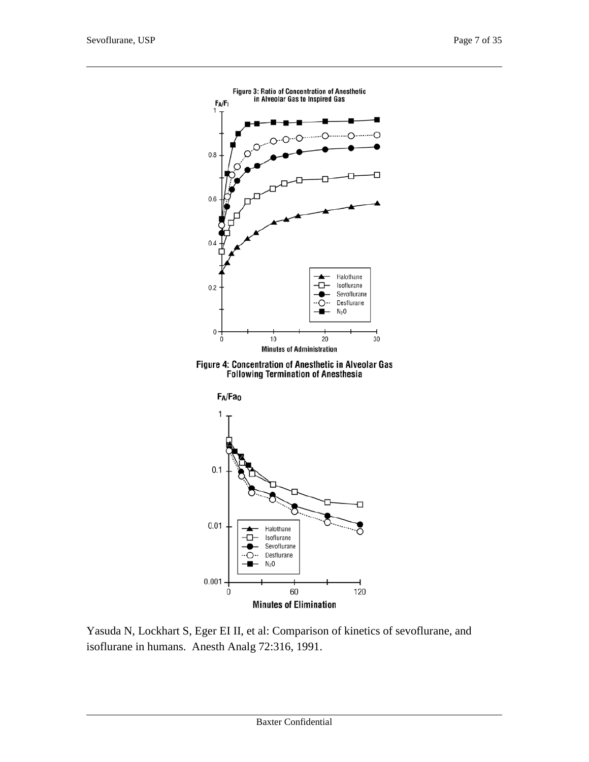Figure 3: Ratio of Concentration of Anesthetic in Alveolar Gas to Inspired Gas

Figure 4: Concentration of Anesthetic in Alveolar Gas Following Termination of Anesthesia

Yasuda N, Lockhart S, Eger EI II, et al: Comparison of kinetics of sevoflurane, and isoflurane in humans. Anesth Analg 72:316, 1991.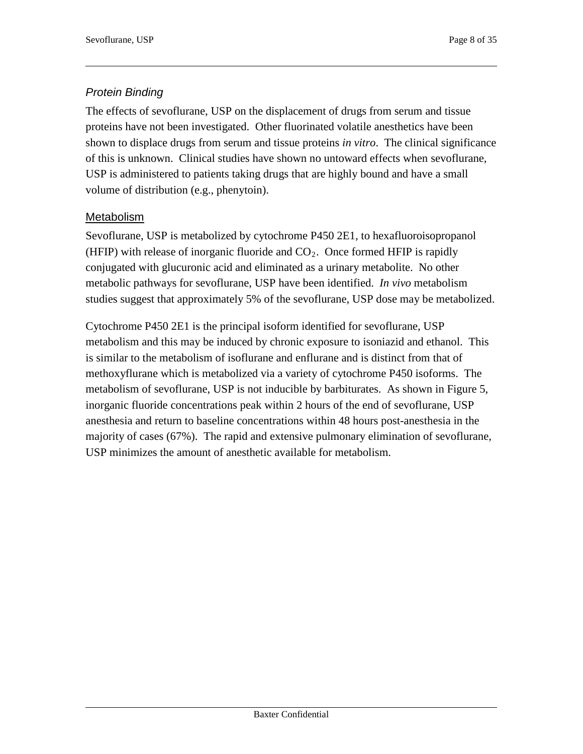### *Protein Binding*

The effects of sevoflurane, USP on the displacement of drugs from serum and tissue proteins have not been investigated. Other fluorinated volatile anesthetics have been shown to displace drugs from serum and tissue proteins *in vitro*. The clinical significance of this is unknown. Clinical studies have shown no untoward effects when sevoflurane, USP is administered to patients taking drugs that are highly bound and have a small volume of distribution (e.g., phenytoin).

## Metabolism

Sevoflurane, USP is metabolized by cytochrome P450 2E1, to hexafluoroisopropanol (HFIP) with release of inorganic fluoride and $CO_2$. Once formed HFIP is rapidly conjugated with glucuronic acid and eliminated as a urinary metabolite. No other metabolic pathways for sevoflurane, USP have been identified. *In vivo* metabolism studies suggest that approximately 5% of the sevoflurane, USP dose may be metabolized.

Cytochrome P450 2E1 is the principal isoform identified for sevoflurane, USP metabolism and this may be induced by chronic exposure to isoniazid and ethanol. This is similar to the metabolism of isoflurane and enflurane and is distinct from that of methoxyflurane which is metabolized via a variety of cytochrome P450 isoforms. The metabolism of sevoflurane, USP is not inducible by barbiturates. As shown in Figure 5, inorganic fluoride concentrations peak within 2 hours of the end of sevoflurane, USP anesthesia and return to baseline concentrations within 48 hours post-anesthesia in the majority of cases (67%). The rapid and extensive pulmonary elimination of sevoflurane, USP minimizes the amount of anesthetic available for metabolism.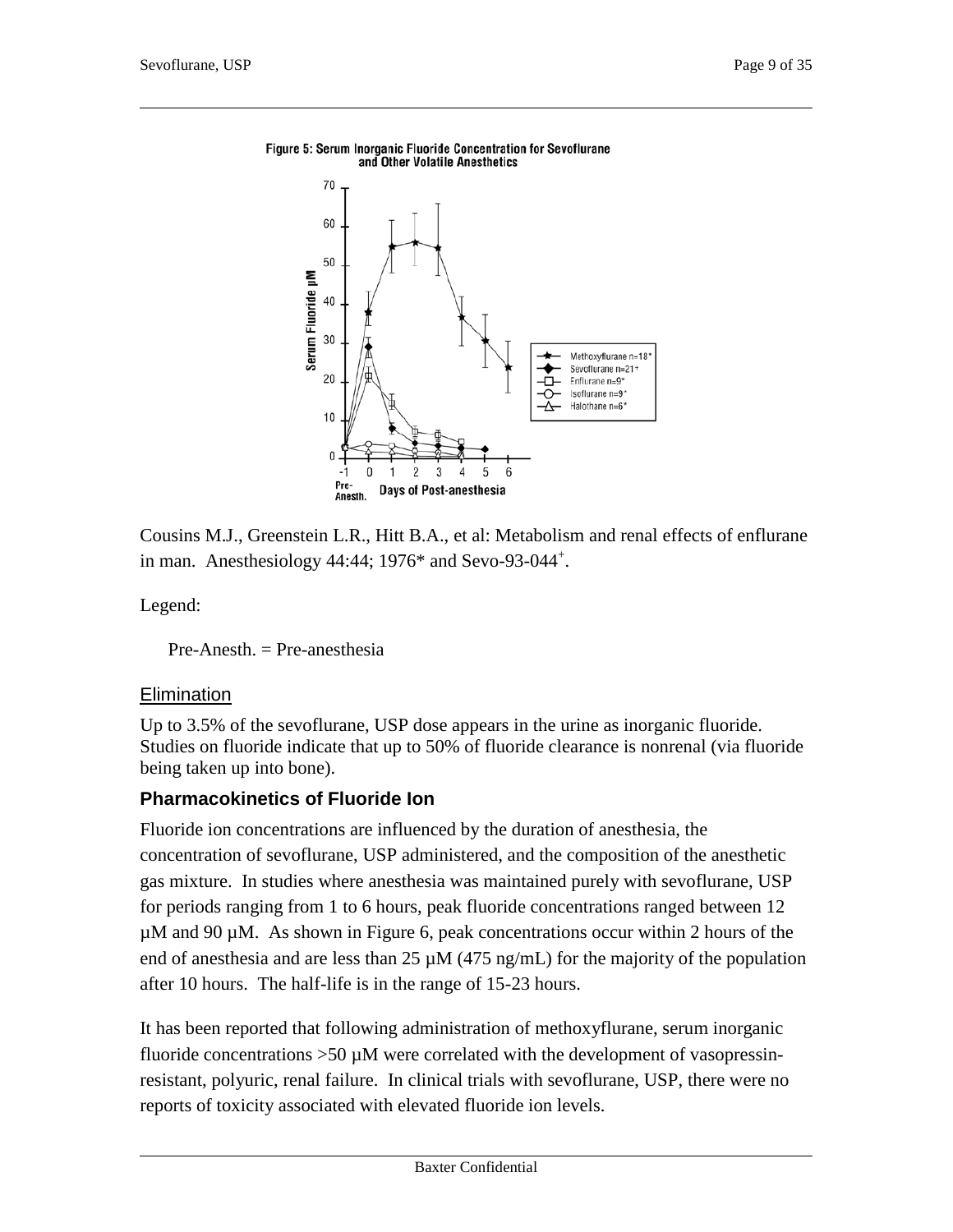**Figure 5: Serum Inorganic Fluoride Concentration for Sevoflurane and Other Volatile Anesthetics**

Cousins M.J., Greenstein L.R., Hitt B.A., et al: Metabolism and renal effects of enflurane in man. Anesthesiology 44:44; 1976* and Sevo-93-044[+].

Legend:

Pre-Anesth. = Pre-anesthesia

## Elimination

Up to 3.5% of the sevoflurane, USP dose appears in the urine as inorganic fluoride. Studies on fluoride indicate that up to 50% of fluoride clearance is nonrenal (via fluoride being taken up into bone).

### Pharmacokinetics of Fluoride Ion

Fluoride ion concentrations are influenced by the duration of anesthesia, the concentration of sevoflurane, USP administered, and the composition of the anesthetic gas mixture. In studies where anesthesia was maintained purely with sevoflurane, USP for periods ranging from 1 to 6 hours, peak fluoride concentrations ranged between 12 µM and 90 µM. As shown in Figure 6, peak concentrations occur within 2 hours of the end of anesthesia and are less than 25 µM (475 ng/mL) for the majority of the population after 10 hours. The half-life is in the range of 15-23 hours.

It has been reported that following administration of methoxyflurane, serum inorganic fluoride concentrations >50 µM were correlated with the development of vasopressin-resistant, polyuric, renal failure. In clinical trials with sevoflurane, USP, there were no reports of toxicity associated with elevated fluoride ion levels.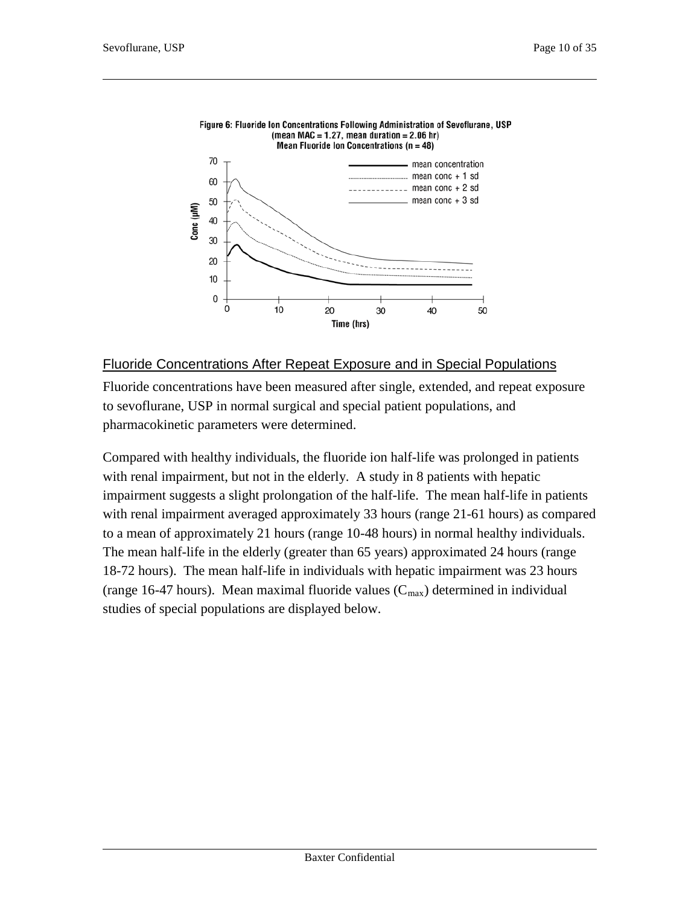Figure 6: Fluoride Ion Concentrations Following Administration of Sevoflurane, USP (mean MAC = 1.27, mean duration = 2.06 hr) Mean Fluoride Ion Concentrations (n = 48)

## Fluoride Concentrations After Repeat Exposure and in Special Populations

Fluoride concentrations have been measured after single, extended, and repeat exposure to sevoflurane, USP in normal surgical and special patient populations, and pharmacokinetic parameters were determined.

Compared with healthy individuals, the fluoride ion half-life was prolonged in patients with renal impairment, but not in the elderly. A study in 8 patients with hepatic impairment suggests a slight prolongation of the half-life. The mean half-life in patients with renal impairment averaged approximately 33 hours (range 21-61 hours) as compared to a mean of approximately 21 hours (range 10-48 hours) in normal healthy individuals. The mean half-life in the elderly (greater than 65 years) approximated 24 hours (range 18-72 hours). The mean half-life in individuals with hepatic impairment was 23 hours (range 16-47 hours). Mean maximal fluoride values ($C_{max}$) determined in individual studies of special populations are displayed below.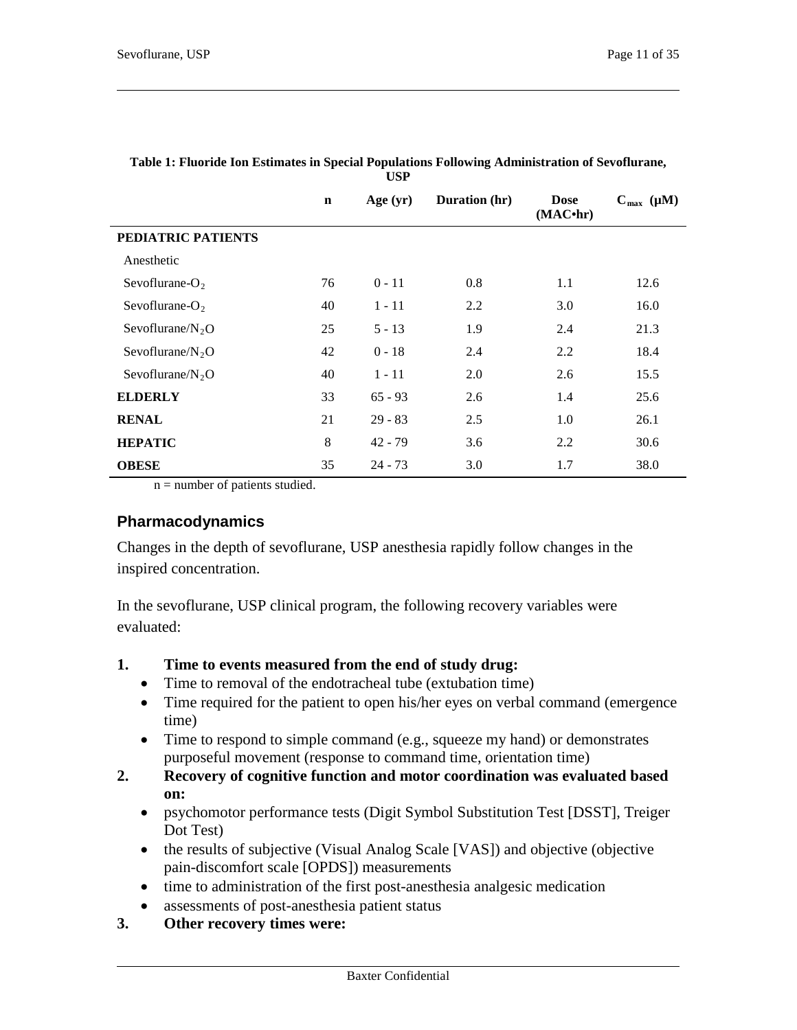**Table 1: Fluoride Ion Estimates in Special Populations Following Administration of Sevoflurane, USP**

| | n | Age (yr) | Duration (hr) | Dose (MAC•hr) | $C_{max}$ (µM) |
|---|---|---|---|---|---|
| **PEDIATRIC PATIENTS** | | | | | |
| Anesthetic | | | | | |
| Sevoflurane-$O_2$ | 76 | 0 - 11 | 0.8 | 1.1 | 12.6 |
| Sevoflurane-$O_2$ | 40 | 1 - 11 | 2.2 | 3.0 | 16.0 |
| Sevoflurane/$N_2O$ | 25 | 5 - 13 | 1.9 | 2.4 | 21.3 |
| Sevoflurane/$N_2O$ | 42 | 0 - 18 | 2.4 | 2.2 | 18.4 |
| Sevoflurane/$N_2O$ | 40 | 1 - 11 | 2.0 | 2.6 | 15.5 |
| **ELDERLY** | 33 | 65 - 93 | 2.6 | 1.4 | 25.6 |
| **RENAL** | 21 | 29 - 83 | 2.5 | 1.0 | 26.1 |
| **HEPATIC** | 8 | 42 - 79 | 3.6 | 2.2 | 30.6 |
| **OBESE** | 35 | 24 - 73 | 3.0 | 1.7 | 38.0 |

n = number of patients studied.

## Pharmacodynamics

Changes in the depth of sevoflurane, USP anesthesia rapidly follow changes in the inspired concentration.

In the sevoflurane, USP clinical program, the following recovery variables were evaluated:

1. **Time to events measured from the end of study drug:**
   - Time to removal of the endotracheal tube (extubation time)
   - Time required for the patient to open his/her eyes on verbal command (emergence time)
   - Time to respond to simple command (e.g., squeeze my hand) or demonstrates purposeful movement (response to command time, orientation time)
2. **Recovery of cognitive function and motor coordination was evaluated based on:**
   - psychomotor performance tests (Digit Symbol Substitution Test [DSST], Treiger Dot Test)
   - the results of subjective (Visual Analog Scale [VAS]) and objective (objective pain-discomfort scale [OPDS]) measurements
   - time to administration of the first post-anesthesia analgesic medication
   - assessments of post-anesthesia patient status
3. **Other recovery times were:**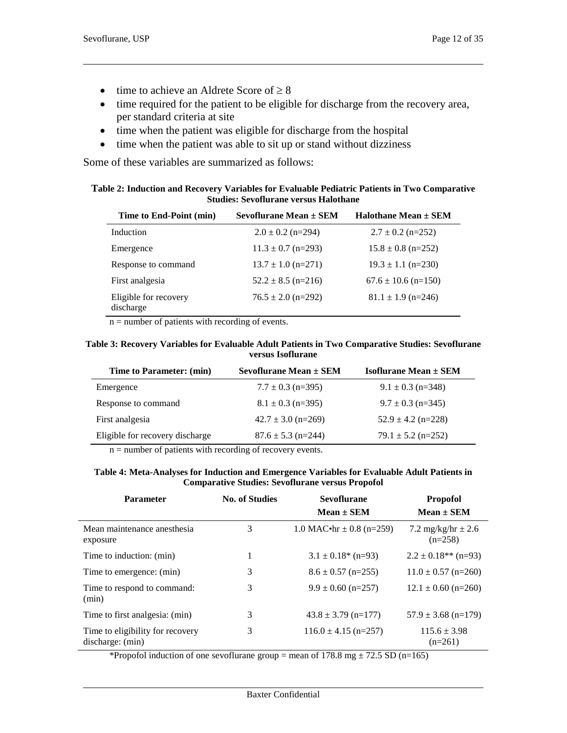- time to achieve an Aldrete Score of ≥ 8
- time required for the patient to be eligible for discharge from the recovery area, per standard criteria at site
- time when the patient was eligible for discharge from the hospital
- time when the patient was able to sit up or stand without dizziness

Some of these variables are summarized as follows:

**Table 2: Induction and Recovery Variables for Evaluable Pediatric Patients in Two Comparative Studies: Sevoflurane versus Halothane**

| Time to End-Point (min) | Sevoflurane Mean ± SEM | Halothane Mean ± SEM |
|---|---|---|
| Induction | 2.0 ± 0.2 (n=294) | 2.7 ± 0.2 (n=252) |
| Emergence | 11.3 ± 0.7 (n=293) | 15.8 ± 0.8 (n=252) |
| Response to command | 13.7 ± 1.0 (n=271) | 19.3 ± 1.1 (n=230) |
| First analgesia | 52.2 ± 8.5 (n=216) | 67.6 ± 10.6 (n=150) |
| Eligible for recovery discharge | 76.5 ± 2.0 (n=292) | 81.1 ± 1.9 (n=246) |

n = number of patients with recording of events.

**Table 3: Recovery Variables for Evaluable Adult Patients in Two Comparative Studies: Sevoflurane versus Isoflurane**

| Time to Parameter: (min) | Sevoflurane Mean ± SEM | Isoflurane Mean ± SEM |
|---|---|---|
| Emergence | 7.7 ± 0.3 (n=395) | 9.1 ± 0.3 (n=348) |
| Response to command | 8.1 ± 0.3 (n=395) | 9.7 ± 0.3 (n=345) |
| First analgesia | 42.7 ± 3.0 (n=269) | 52.9 ± 4.2 (n=228) |
| Eligible for recovery discharge | 87.6 ± 5.3 (n=244) | 79.1 ± 5.2 (n=252) |

n = number of patients with recording of recovery events.

**Table 4: Meta-Analyses for Induction and Emergence Variables for Evaluable Adult Patients in Comparative Studies: Sevoflurane versus Propofol**

| Parameter | No. of Studies | Sevoflurane Mean ± SEM | Propofol Mean ± SEM |
|---|---|---|---|
| Mean maintenance anesthesia exposure | 3 | 1.0 MAC•hr ± 0.8 (n=259) | 7.2 mg/kg/hr ± 2.6 (n=258) |
| Time to induction: (min) | 1 | 3.1 ± 0.18* (n=93) | 2.2 ± 0.18** (n=93) |
| Time to emergence: (min) | 3 | 8.6 ± 0.57 (n=255) | 11.0 ± 0.57 (n=260) |
| Time to respond to command: (min) | 3 | 9.9 ± 0.60 (n=257) | 12.1 ± 0.60 (n=260) |
| Time to first analgesia: (min) | 3 | 43.8 ± 3.79 (n=177) | 57.9 ± 3.68 (n=179) |
| Time to eligibility for recovery discharge: (min) | 3 | 116.0 ± 4.15 (n=257) | 115.6 ± 3.98 (n=261) |

*Propofol induction of one sevoflurane group = mean of 178.8 mg ± 72.5 SD (n=165)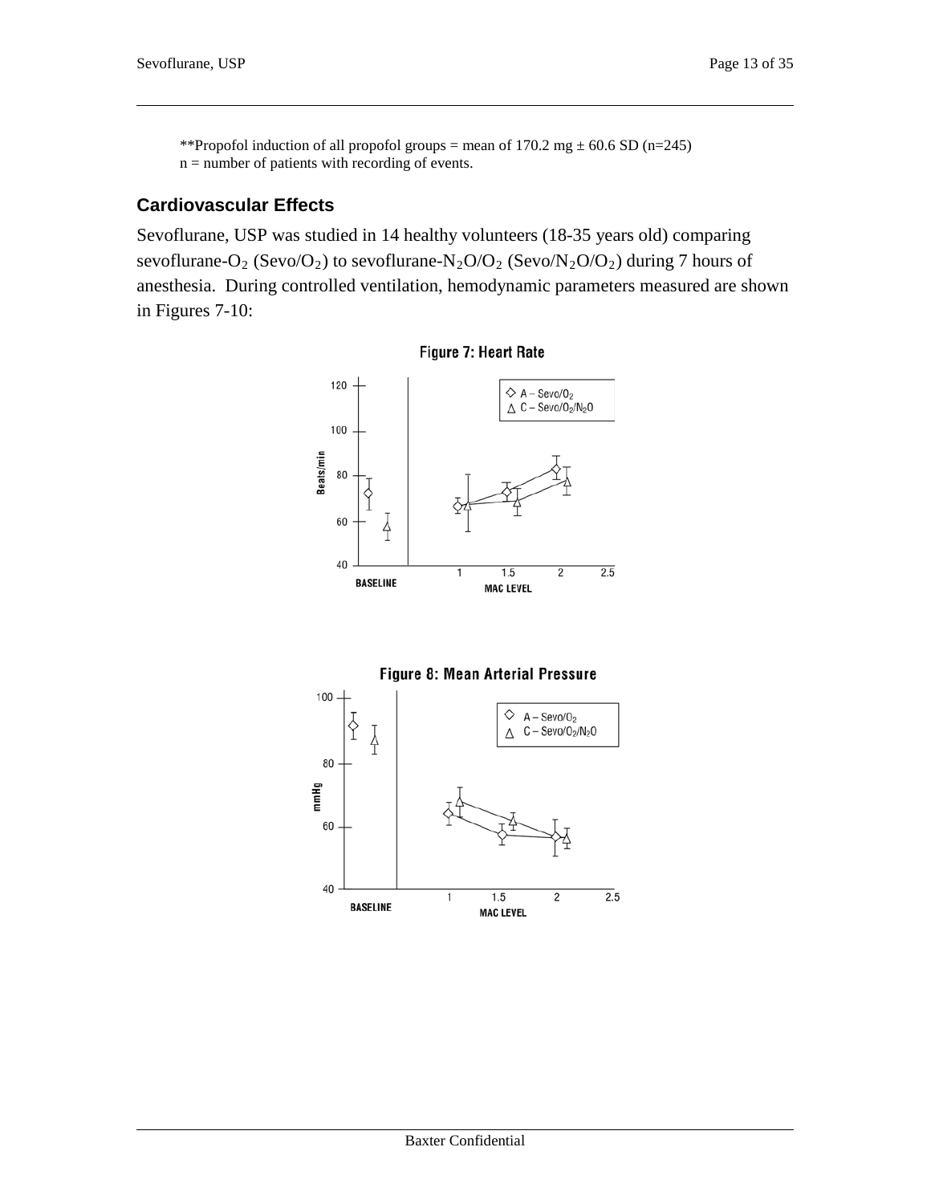**Propofol induction of all propofol groups = mean of 170.2 mg ± 60.6 SD (n=245)
n = number of patients with recording of events.

### Cardiovascular Effects

Sevoflurane, USP was studied in 14 healthy volunteers (18-35 years old) comparing sevoflurane-$O_2$ (Sevo/$O_2$) to sevoflurane-$N_2O/O_2$ (Sevo/$N_2O/O_2$) during 7 hours of anesthesia. During controlled ventilation, hemodynamic parameters measured are shown in Figures 7-10:

**Figure 7: Heart Rate**

**Figure 8: Mean Arterial Pressure**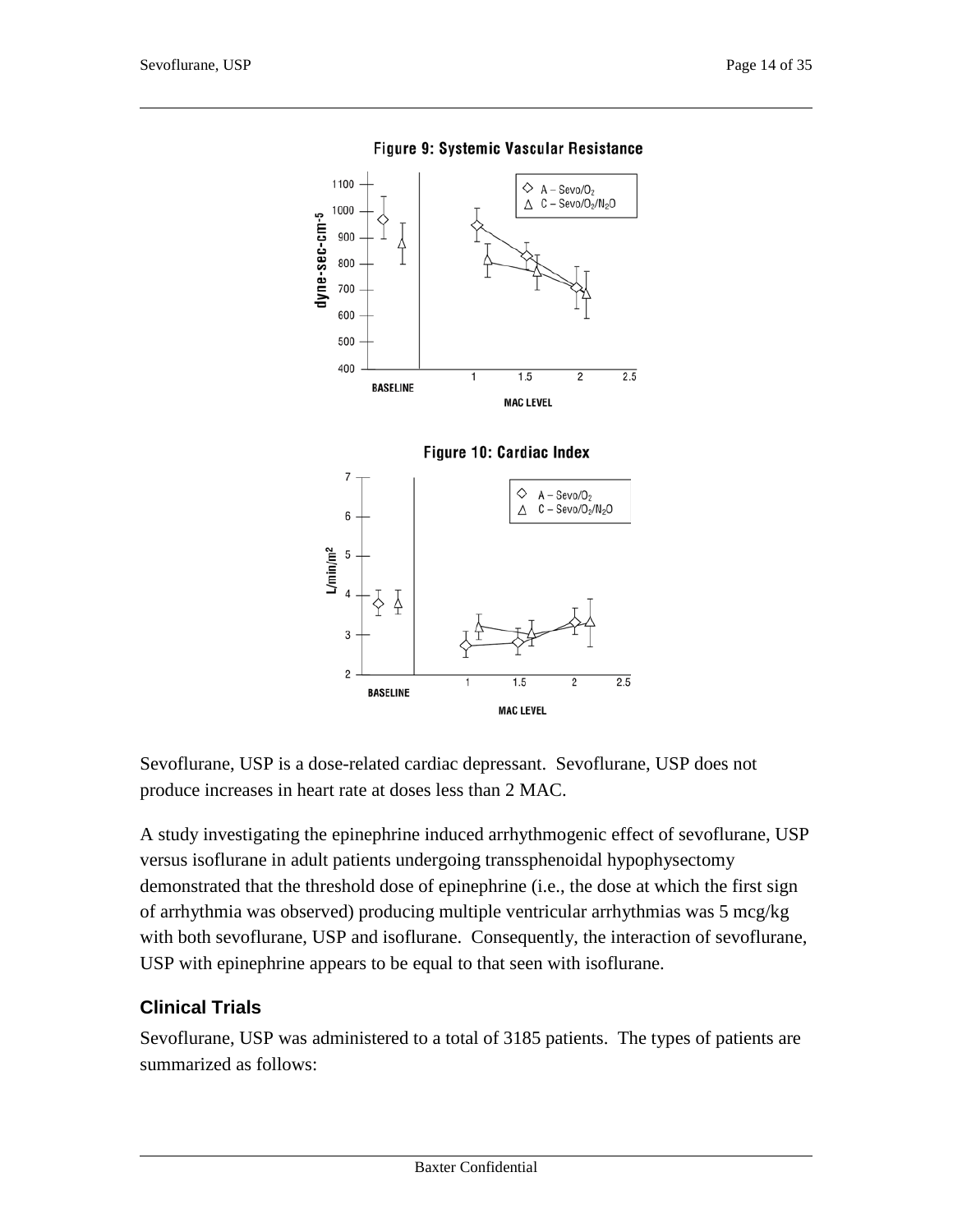Figure 9: Systemic Vascular Resistance

Figure 10: Cardiac Index

Sevoflurane, USP is a dose-related cardiac depressant. Sevoflurane, USP does not produce increases in heart rate at doses less than 2 MAC.

A study investigating the epinephrine induced arrhythmogenic effect of sevoflurane, USP versus isoflurane in adult patients undergoing transsphenoidal hypophysectomy demonstrated that the threshold dose of epinephrine (i.e., the dose at which the first sign of arrhythmia was observed) producing multiple ventricular arrhythmias was 5 mcg/kg with both sevoflurane, USP and isoflurane. Consequently, the interaction of sevoflurane, USP with epinephrine appears to be equal to that seen with isoflurane.

## Clinical Trials

Sevoflurane, USP was administered to a total of 3185 patients. The types of patients are summarized as follows: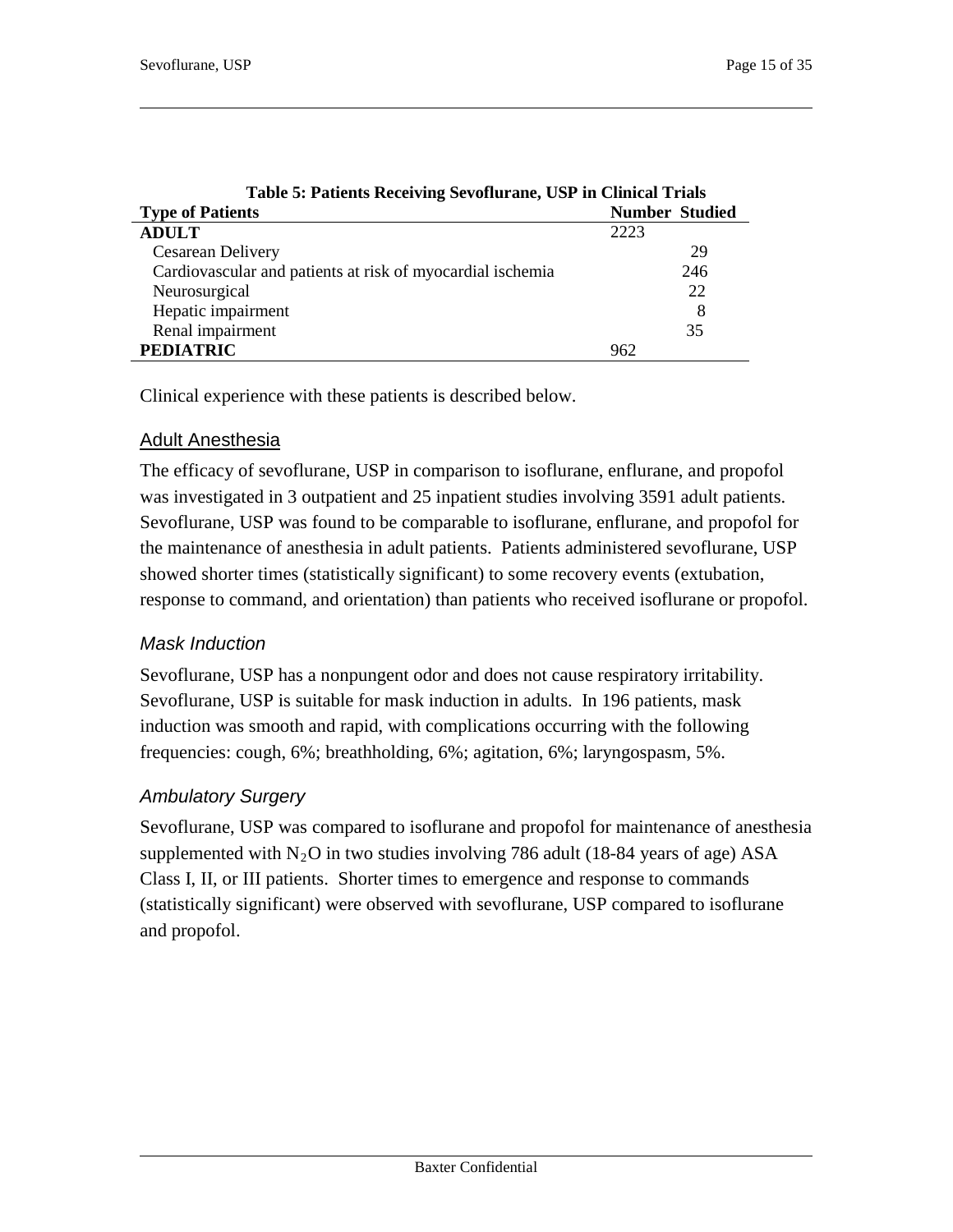**Table 5: Patients Receiving Sevoflurane, USP in Clinical Trials**

| Type of Patients | Number Studied |
|---|---|
| **ADULT** | 2223 |
| Cesarean Delivery | 29 |
| Cardiovascular and patients at risk of myocardial ischemia | 246 |
| Neurosurgical | 22 |
| Hepatic impairment | 8 |
| Renal impairment | 35 |
| **PEDIATRIC** | 962 |

Clinical experience with these patients is described below.

## Adult Anesthesia

The efficacy of sevoflurane, USP in comparison to isoflurane, enflurane, and propofol was investigated in 3 outpatient and 25 inpatient studies involving 3591 adult patients. Sevoflurane, USP was found to be comparable to isoflurane, enflurane, and propofol for the maintenance of anesthesia in adult patients. Patients administered sevoflurane, USP showed shorter times (statistically significant) to some recovery events (extubation, response to command, and orientation) than patients who received isoflurane or propofol.

### *Mask Induction*

Sevoflurane, USP has a nonpungent odor and does not cause respiratory irritability. Sevoflurane, USP is suitable for mask induction in adults. In 196 patients, mask induction was smooth and rapid, with complications occurring with the following frequencies: cough, 6%; breathholding, 6%; agitation, 6%; laryngospasm, 5%.

### *Ambulatory Surgery*

Sevoflurane, USP was compared to isoflurane and propofol for maintenance of anesthesia supplemented with $N_2O$ in two studies involving 786 adult (18-84 years of age) ASA Class I, II, or III patients. Shorter times to emergence and response to commands (statistically significant) were observed with sevoflurane, USP compared to isoflurane and propofol.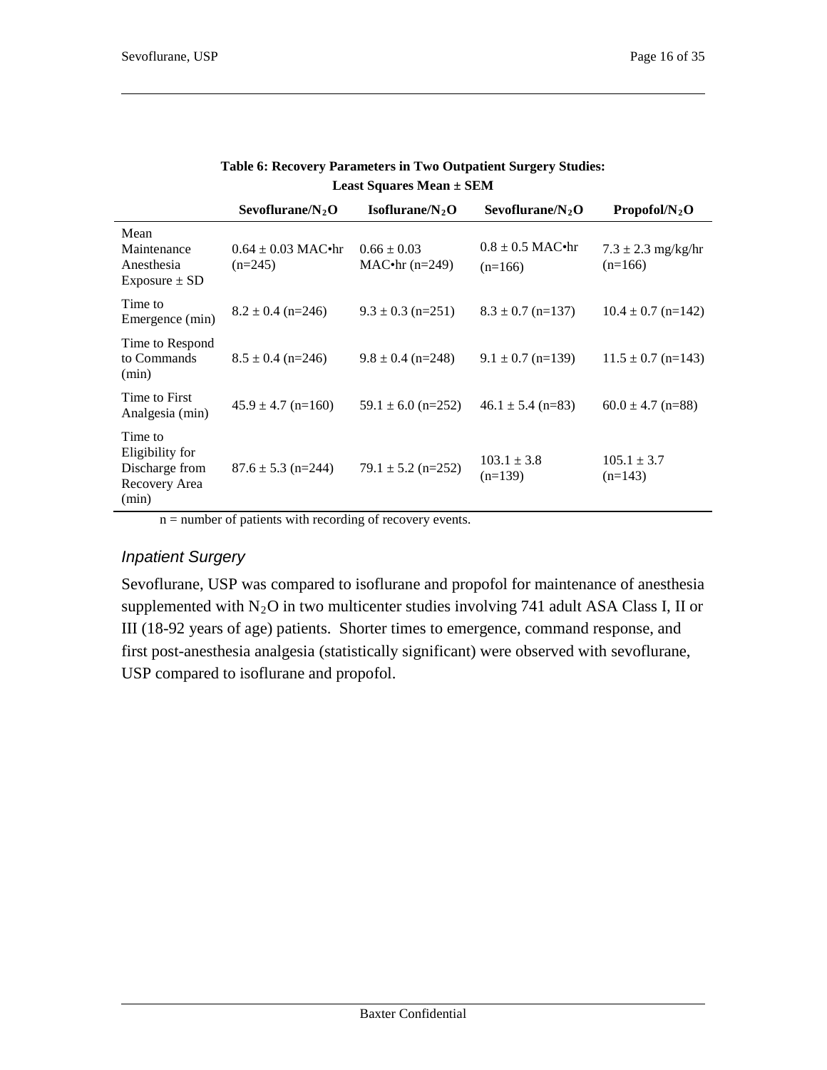**Table 6: Recovery Parameters in Two Outpatient Surgery Studies: Least Squares Mean ± SEM**

| | Sevoflurane/$N_2O$ | Isoflurane/$N_2O$ | Sevoflurane/$N_2O$ | Propofol/$N_2O$ |
|---|---|---|---|---|
| Mean Maintenance Anesthesia Exposure ± SD | 0.64 ± 0.03 MAC•hr (n=245) | 0.66 ± 0.03 MAC•hr (n=249) | 0.8 ± 0.5 MAC•hr (n=166) | 7.3 ± 2.3 mg/kg/hr (n=166) |
| Time to Emergence (min) | 8.2 ± 0.4 (n=246) | 9.3 ± 0.3 (n=251) | 8.3 ± 0.7 (n=137) | 10.4 ± 0.7 (n=142) |
| Time to Respond to Commands (min) | 8.5 ± 0.4 (n=246) | 9.8 ± 0.4 (n=248) | 9.1 ± 0.7 (n=139) | 11.5 ± 0.7 (n=143) |
| Time to First Analgesia (min) | 45.9 ± 4.7 (n=160) | 59.1 ± 6.0 (n=252) | 46.1 ± 5.4 (n=83) | 60.0 ± 4.7 (n=88) |
| Time to Eligibility for Discharge from Recovery Area (min) | 87.6 ± 5.3 (n=244) | 79.1 ± 5.2 (n=252) | 103.1 ± 3.8 (n=139) | 105.1 ± 3.7 (n=143) |

n = number of patients with recording of recovery events.

### *Inpatient Surgery*

Sevoflurane, USP was compared to isoflurane and propofol for maintenance of anesthesia supplemented with $N_2O$ in two multicenter studies involving 741 adult ASA Class I, II or III (18-92 years of age) patients. Shorter times to emergence, command response, and first post-anesthesia analgesia (statistically significant) were observed with sevoflurane, USP compared to isoflurane and propofol.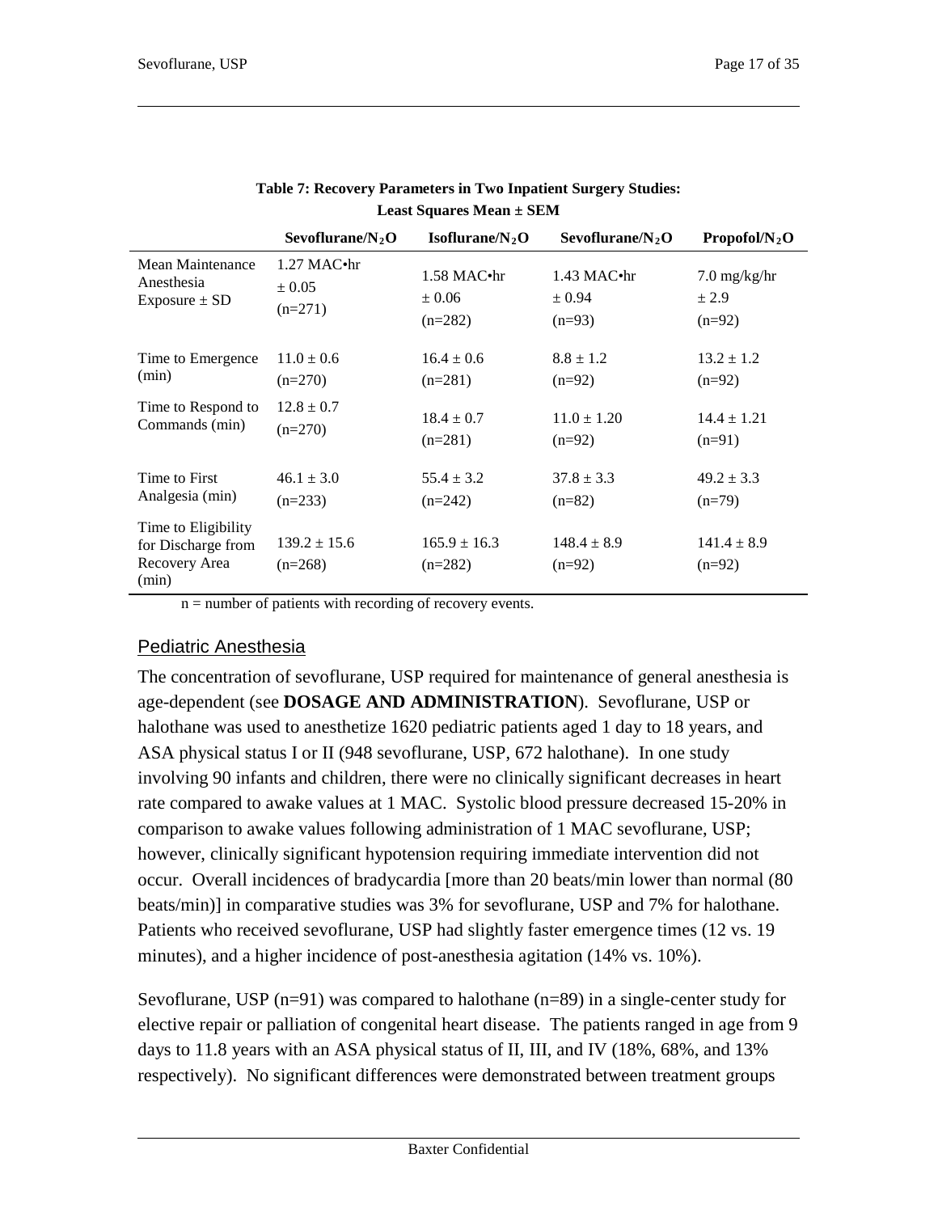**Table 7: Recovery Parameters in Two Inpatient Surgery Studies: Least Squares Mean ± SEM**

| | Sevoflurane/$N_2O$ | Isoflurane/$N_2O$ | Sevoflurane/$N_2O$ | Propofol/$N_2O$ |
|---|---|---|---|---|
| Mean Maintenance Anesthesia Exposure ± SD | 1.27 MAC•hr ± 0.05 (n=271) | 1.58 MAC•hr ± 0.06 (n=282) | 1.43 MAC•hr ± 0.94 (n=93) | 7.0 mg/kg/hr ± 2.9 (n=92) |
| Time to Emergence (min) | 11.0 ± 0.6 (n=270) | 16.4 ± 0.6 (n=281) | 8.8 ± 1.2 (n=92) | 13.2 ± 1.2 (n=92) |
| Time to Respond to Commands (min) | 12.8 ± 0.7 (n=270) | 18.4 ± 0.7 (n=281) | 11.0 ± 1.20 (n=92) | 14.4 ± 1.21 (n=91) |
| Time to First Analgesia (min) | 46.1 ± 3.0 (n=233) | 55.4 ± 3.2 (n=242) | 37.8 ± 3.3 (n=82) | 49.2 ± 3.3 (n=79) |
| Time to Eligibility for Discharge from Recovery Area (min) | 139.2 ± 15.6 (n=268) | 165.9 ± 16.3 (n=282) | 148.4 ± 8.9 (n=92) | 141.4 ± 8.9 (n=92) |

n = number of patients with recording of recovery events.

## Pediatric Anesthesia

The concentration of sevoflurane, USP required for maintenance of general anesthesia is age-dependent (see **DOSAGE AND ADMINISTRATION**). Sevoflurane, USP or halothane was used to anesthetize 1620 pediatric patients aged 1 day to 18 years, and ASA physical status I or II (948 sevoflurane, USP, 672 halothane). In one study involving 90 infants and children, there were no clinically significant decreases in heart rate compared to awake values at 1 MAC. Systolic blood pressure decreased 15-20% in comparison to awake values following administration of 1 MAC sevoflurane, USP; however, clinically significant hypotension requiring immediate intervention did not occur. Overall incidences of bradycardia [more than 20 beats/min lower than normal (80 beats/min)] in comparative studies was 3% for sevoflurane, USP and 7% for halothane. Patients who received sevoflurane, USP had slightly faster emergence times (12 vs. 19 minutes), and a higher incidence of post-anesthesia agitation (14% vs. 10%).

Sevoflurane, USP (n=91) was compared to halothane (n=89) in a single-center study for elective repair or palliation of congenital heart disease. The patients ranged in age from 9 days to 11.8 years with an ASA physical status of II, III, and IV (18%, 68%, and 13% respectively). No significant differences were demonstrated between treatment groups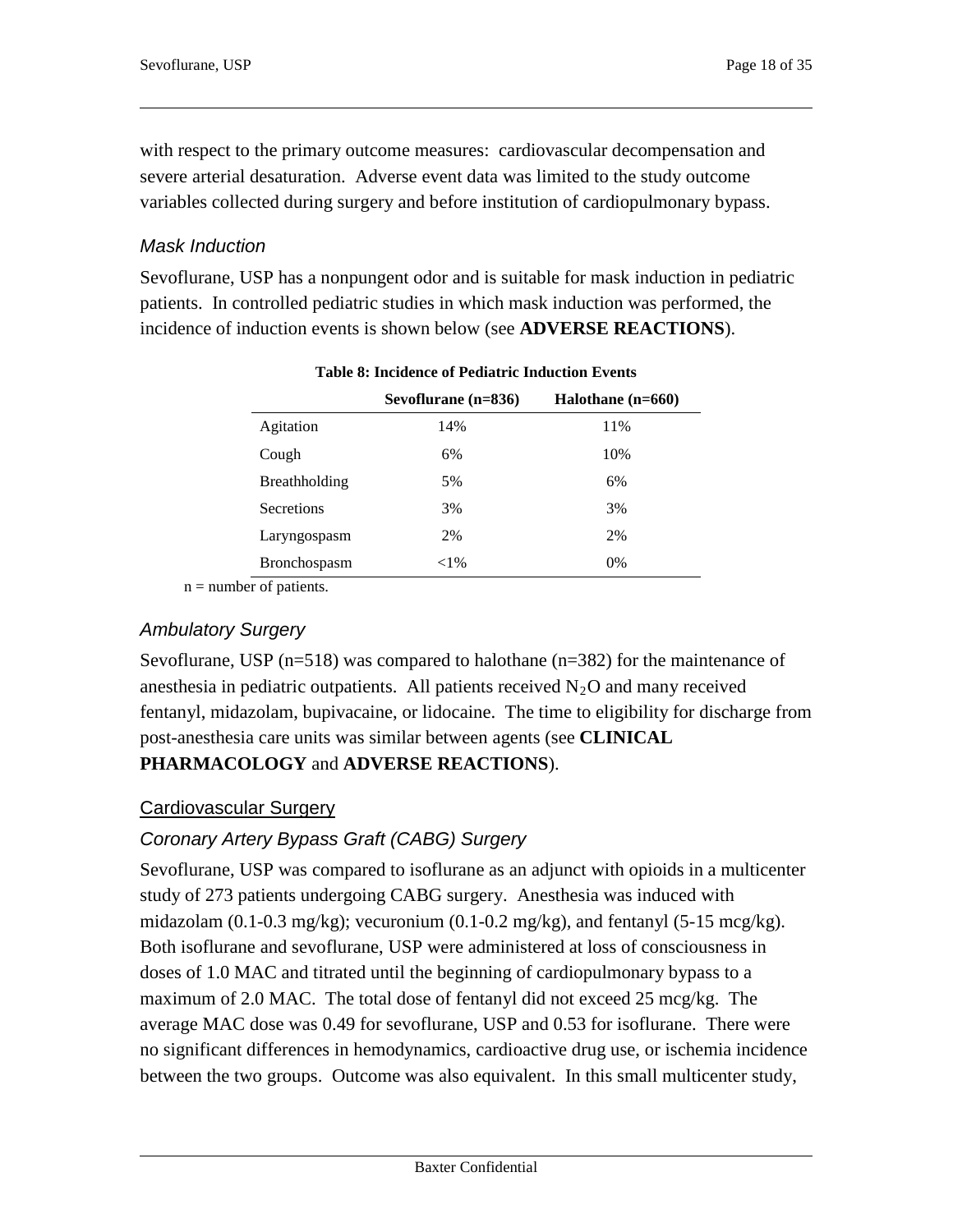with respect to the primary outcome measures: cardiovascular decompensation and severe arterial desaturation. Adverse event data was limited to the study outcome variables collected during surgery and before institution of cardiopulmonary bypass.

### *Mask Induction*

Sevoflurane, USP has a nonpungent odor and is suitable for mask induction in pediatric patients. In controlled pediatric studies in which mask induction was performed, the incidence of induction events is shown below (see **ADVERSE REACTIONS**).

**Table 8: Incidence of Pediatric Induction Events**

| | Sevoflurane (n=836) | Halothane (n=660) |
|---|---|---|
| Agitation | 14% | 11% |
| Cough | 6% | 10% |
| Breathholding | 5% | 6% |
| Secretions | 3% | 3% |
| Laryngospasm | 2% | 2% |
| Bronchospasm | <1% | 0% |

n = number of patients.

### *Ambulatory Surgery*

Sevoflurane, USP (n=518) was compared to halothane (n=382) for the maintenance of anesthesia in pediatric outpatients. All patients received $N_2O$ and many received fentanyl, midazolam, bupivacaine, or lidocaine. The time to eligibility for discharge from post-anesthesia care units was similar between agents (see **CLINICAL PHARMACOLOGY** and **ADVERSE REACTIONS**).

## Cardiovascular Surgery

### *Coronary Artery Bypass Graft (CABG) Surgery*

Sevoflurane, USP was compared to isoflurane as an adjunct with opioids in a multicenter study of 273 patients undergoing CABG surgery. Anesthesia was induced with midazolam (0.1-0.3 mg/kg); vecuronium (0.1-0.2 mg/kg), and fentanyl (5-15 mcg/kg). Both isoflurane and sevoflurane, USP were administered at loss of consciousness in doses of 1.0 MAC and titrated until the beginning of cardiopulmonary bypass to a maximum of 2.0 MAC. The total dose of fentanyl did not exceed 25 mcg/kg. The average MAC dose was 0.49 for sevoflurane, USP and 0.53 for isoflurane. There were no significant differences in hemodynamics, cardioactive drug use, or ischemia incidence between the two groups. Outcome was also equivalent. In this small multicenter study,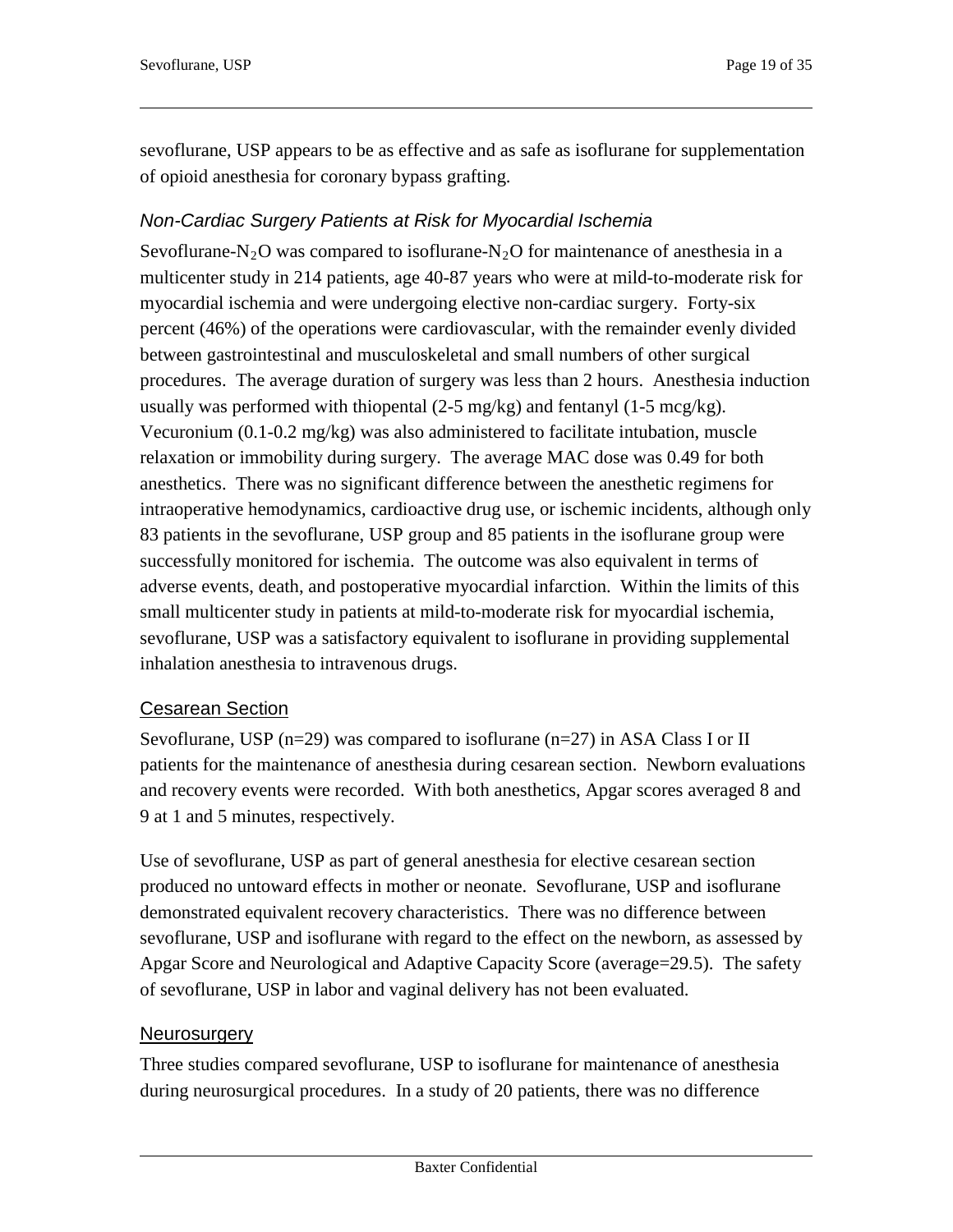sevoflurane, USP appears to be as effective and as safe as isoflurane for supplementation of opioid anesthesia for coronary bypass grafting.

### *Non-Cardiac Surgery Patients at Risk for Myocardial Ischemia*

Sevoflurane-$N_2O$ was compared to isoflurane-$N_2O$ for maintenance of anesthesia in a multicenter study in 214 patients, age 40-87 years who were at mild-to-moderate risk for myocardial ischemia and were undergoing elective non-cardiac surgery. Forty-six percent (46%) of the operations were cardiovascular, with the remainder evenly divided between gastrointestinal and musculoskeletal and small numbers of other surgical procedures. The average duration of surgery was less than 2 hours. Anesthesia induction usually was performed with thiopental (2-5 mg/kg) and fentanyl (1-5 mcg/kg). Vecuronium (0.1-0.2 mg/kg) was also administered to facilitate intubation, muscle relaxation or immobility during surgery. The average MAC dose was 0.49 for both anesthetics. There was no significant difference between the anesthetic regimens for intraoperative hemodynamics, cardioactive drug use, or ischemic incidents, although only 83 patients in the sevoflurane, USP group and 85 patients in the isoflurane group were successfully monitored for ischemia. The outcome was also equivalent in terms of adverse events, death, and postoperative myocardial infarction. Within the limits of this small multicenter study in patients at mild-to-moderate risk for myocardial ischemia, sevoflurane, USP was a satisfactory equivalent to isoflurane in providing supplemental inhalation anesthesia to intravenous drugs.

### Cesarean Section

Sevoflurane, USP (n=29) was compared to isoflurane (n=27) in ASA Class I or II patients for the maintenance of anesthesia during cesarean section. Newborn evaluations and recovery events were recorded. With both anesthetics, Apgar scores averaged 8 and 9 at 1 and 5 minutes, respectively.

Use of sevoflurane, USP as part of general anesthesia for elective cesarean section produced no untoward effects in mother or neonate. Sevoflurane, USP and isoflurane demonstrated equivalent recovery characteristics. There was no difference between sevoflurane, USP and isoflurane with regard to the effect on the newborn, as assessed by Apgar Score and Neurological and Adaptive Capacity Score (average=29.5). The safety of sevoflurane, USP in labor and vaginal delivery has not been evaluated.

### Neurosurgery

Three studies compared sevoflurane, USP to isoflurane for maintenance of anesthesia during neurosurgical procedures. In a study of 20 patients, there was no difference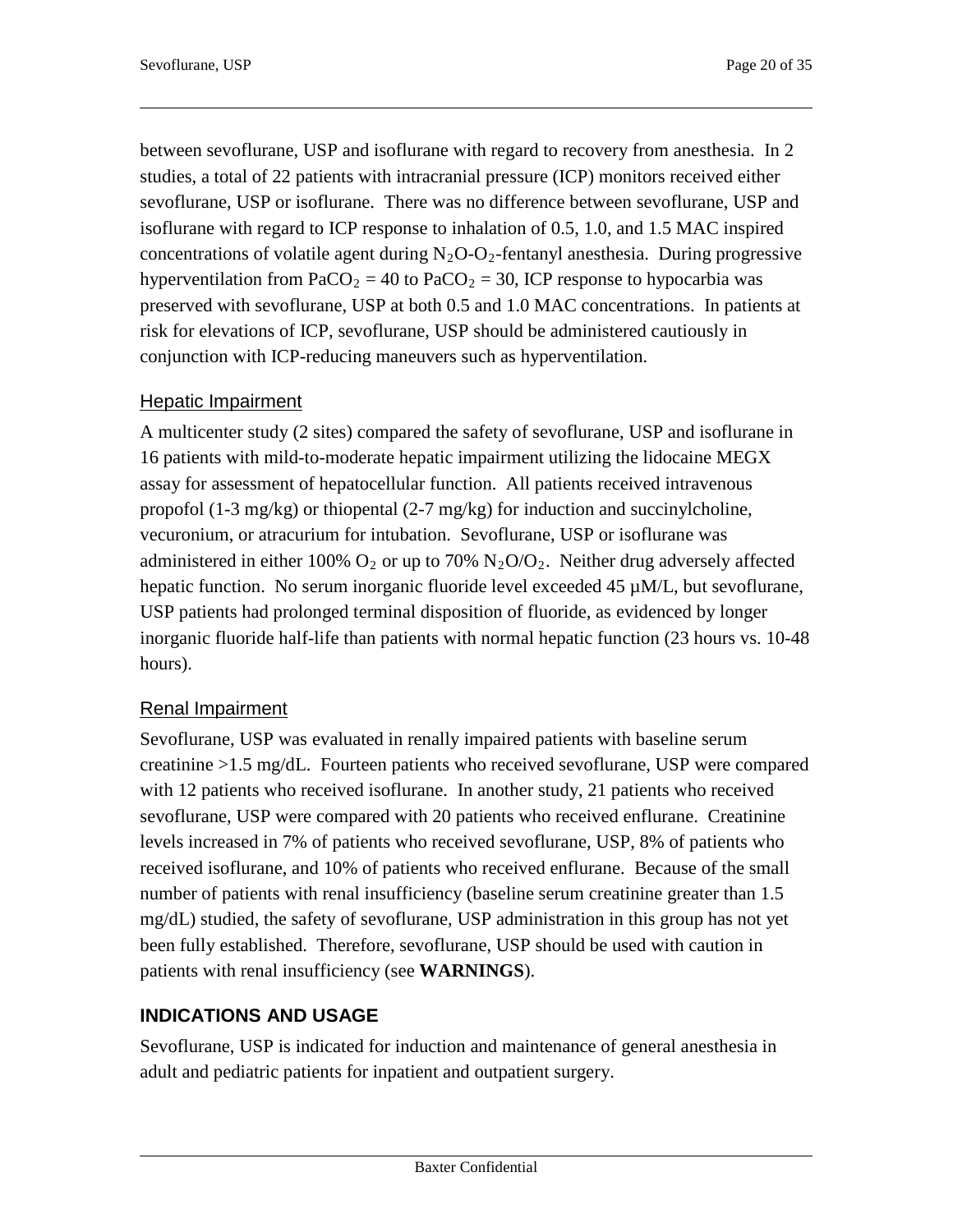between sevoflurane, USP and isoflurane with regard to recovery from anesthesia. In 2 studies, a total of 22 patients with intracranial pressure (ICP) monitors received either sevoflurane, USP or isoflurane. There was no difference between sevoflurane, USP and isoflurane with regard to ICP response to inhalation of 0.5, 1.0, and 1.5 MAC inspired concentrations of volatile agent during $N_2O$-$O_2$-fentanyl anesthesia. During progressive hyperventilation from $PaCO_2 = 40$ to $PaCO_2 = 30$, ICP response to hypocarbia was preserved with sevoflurane, USP at both 0.5 and 1.0 MAC concentrations. In patients at risk for elevations of ICP, sevoflurane, USP should be administered cautiously in conjunction with ICP-reducing maneuvers such as hyperventilation.

### Hepatic Impairment

A multicenter study (2 sites) compared the safety of sevoflurane, USP and isoflurane in 16 patients with mild-to-moderate hepatic impairment utilizing the lidocaine MEGX assay for assessment of hepatocellular function. All patients received intravenous propofol (1-3 mg/kg) or thiopental (2-7 mg/kg) for induction and succinylcholine, vecuronium, or atracurium for intubation. Sevoflurane, USP or isoflurane was administered in either 100% $O_2$ or up to 70% $N_2O/O_2$. Neither drug adversely affected hepatic function. No serum inorganic fluoride level exceeded 45 µM/L, but sevoflurane, USP patients had prolonged terminal disposition of fluoride, as evidenced by longer inorganic fluoride half-life than patients with normal hepatic function (23 hours vs. 10-48 hours).

### Renal Impairment

Sevoflurane, USP was evaluated in renally impaired patients with baseline serum creatinine >1.5 mg/dL. Fourteen patients who received sevoflurane, USP were compared with 12 patients who received isoflurane. In another study, 21 patients who received sevoflurane, USP were compared with 20 patients who received enflurane. Creatinine levels increased in 7% of patients who received sevoflurane, USP, 8% of patients who received isoflurane, and 10% of patients who received enflurane. Because of the small number of patients with renal insufficiency (baseline serum creatinine greater than 1.5 mg/dL) studied, the safety of sevoflurane, USP administration in this group has not yet been fully established. Therefore, sevoflurane, USP should be used with caution in patients with renal insufficiency (see **WARNINGS**).

## INDICATIONS AND USAGE

Sevoflurane, USP is indicated for induction and maintenance of general anesthesia in adult and pediatric patients for inpatient and outpatient surgery.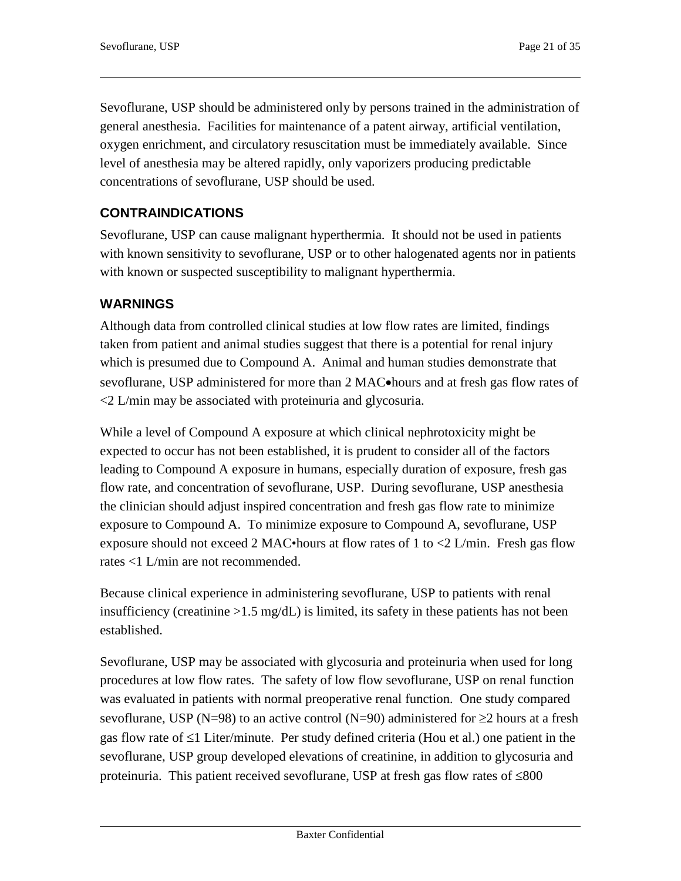Sevoflurane, USP should be administered only by persons trained in the administration of general anesthesia. Facilities for maintenance of a patent airway, artificial ventilation, oxygen enrichment, and circulatory resuscitation must be immediately available. Since level of anesthesia may be altered rapidly, only vaporizers producing predictable concentrations of sevoflurane, USP should be used.

## CONTRAINDICATIONS

Sevoflurane, USP can cause malignant hyperthermia. It should not be used in patients with known sensitivity to sevoflurane, USP or to other halogenated agents nor in patients with known or suspected susceptibility to malignant hyperthermia.

## WARNINGS

Although data from controlled clinical studies at low flow rates are limited, findings taken from patient and animal studies suggest that there is a potential for renal injury which is presumed due to Compound A. Animal and human studies demonstrate that sevoflurane, USP administered for more than 2 MAC•hours and at fresh gas flow rates of <2 L/min may be associated with proteinuria and glycosuria.

While a level of Compound A exposure at which clinical nephrotoxicity might be expected to occur has not been established, it is prudent to consider all of the factors leading to Compound A exposure in humans, especially duration of exposure, fresh gas flow rate, and concentration of sevoflurane, USP. During sevoflurane, USP anesthesia the clinician should adjust inspired concentration and fresh gas flow rate to minimize exposure to Compound A. To minimize exposure to Compound A, sevoflurane, USP exposure should not exceed 2 MAC•hours at flow rates of 1 to <2 L/min. Fresh gas flow rates <1 L/min are not recommended.

Because clinical experience in administering sevoflurane, USP to patients with renal insufficiency (creatinine >1.5 mg/dL) is limited, its safety in these patients has not been established.

Sevoflurane, USP may be associated with glycosuria and proteinuria when used for long procedures at low flow rates. The safety of low flow sevoflurane, USP on renal function was evaluated in patients with normal preoperative renal function. One study compared sevoflurane, USP (N=98) to an active control (N=90) administered for ≥2 hours at a fresh gas flow rate of ≤1 Liter/minute. Per study defined criteria (Hou et al.) one patient in the sevoflurane, USP group developed elevations of creatinine, in addition to glycosuria and proteinuria. This patient received sevoflurane, USP at fresh gas flow rates of ≤800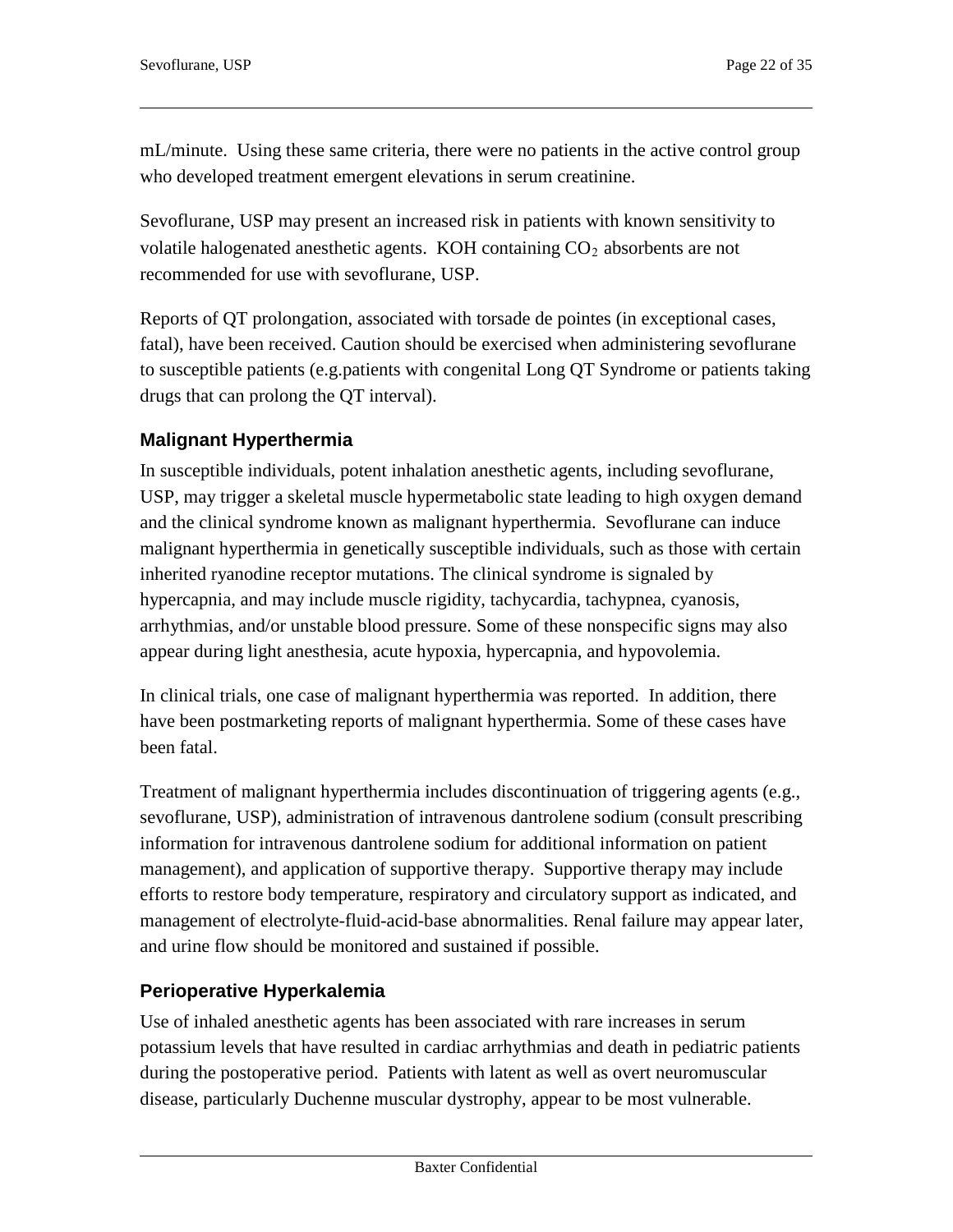mL/minute. Using these same criteria, there were no patients in the active control group who developed treatment emergent elevations in serum creatinine.

Sevoflurane, USP may present an increased risk in patients with known sensitivity to volatile halogenated anesthetic agents. KOH containing $CO_2$ absorbents are not recommended for use with sevoflurane, USP.

Reports of QT prolongation, associated with torsade de pointes (in exceptional cases, fatal), have been received. Caution should be exercised when administering sevoflurane to susceptible patients (e.g.patients with congenital Long QT Syndrome or patients taking drugs that can prolong the QT interval).

### Malignant Hyperthermia

In susceptible individuals, potent inhalation anesthetic agents, including sevoflurane, USP, may trigger a skeletal muscle hypermetabolic state leading to high oxygen demand and the clinical syndrome known as malignant hyperthermia. Sevoflurane can induce malignant hyperthermia in genetically susceptible individuals, such as those with certain inherited ryanodine receptor mutations. The clinical syndrome is signaled by hypercapnia, and may include muscle rigidity, tachycardia, tachypnea, cyanosis, arrhythmias, and/or unstable blood pressure. Some of these nonspecific signs may also appear during light anesthesia, acute hypoxia, hypercapnia, and hypovolemia.

In clinical trials, one case of malignant hyperthermia was reported. In addition, there have been postmarketing reports of malignant hyperthermia. Some of these cases have been fatal.

Treatment of malignant hyperthermia includes discontinuation of triggering agents (e.g., sevoflurane, USP), administration of intravenous dantrolene sodium (consult prescribing information for intravenous dantrolene sodium for additional information on patient management), and application of supportive therapy. Supportive therapy may include efforts to restore body temperature, respiratory and circulatory support as indicated, and management of electrolyte-fluid-acid-base abnormalities. Renal failure may appear later, and urine flow should be monitored and sustained if possible.

### Perioperative Hyperkalemia

Use of inhaled anesthetic agents has been associated with rare increases in serum potassium levels that have resulted in cardiac arrhythmias and death in pediatric patients during the postoperative period. Patients with latent as well as overt neuromuscular disease, particularly Duchenne muscular dystrophy, appear to be most vulnerable.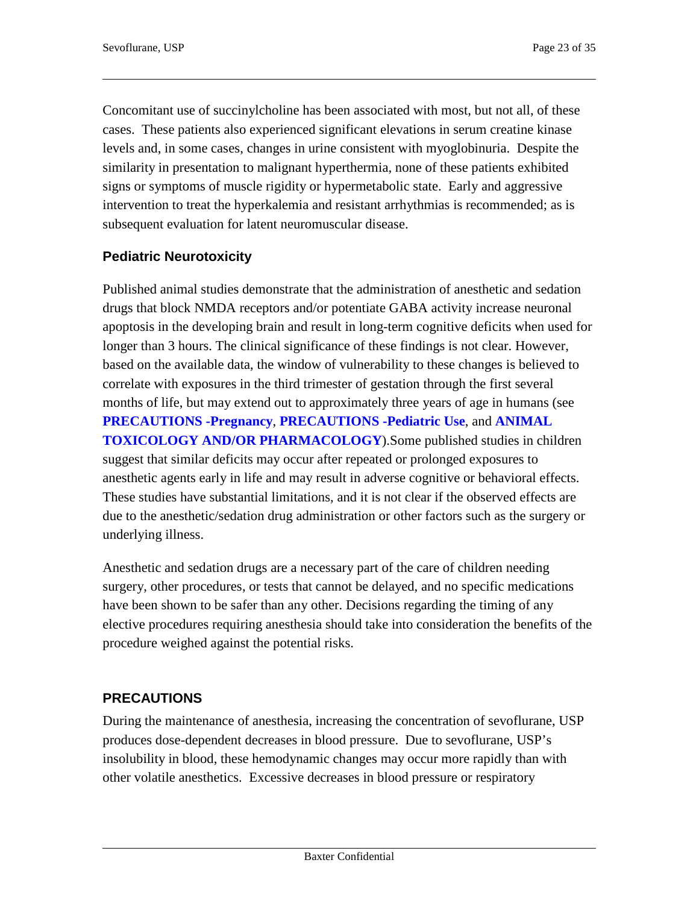Concomitant use of succinylcholine has been associated with most, but not all, of these cases. These patients also experienced significant elevations in serum creatine kinase levels and, in some cases, changes in urine consistent with myoglobinuria. Despite the similarity in presentation to malignant hyperthermia, none of these patients exhibited signs or symptoms of muscle rigidity or hypermetabolic state. Early and aggressive intervention to treat the hyperkalemia and resistant arrhythmias is recommended; as is subsequent evaluation for latent neuromuscular disease.

### Pediatric Neurotoxicity

Published animal studies demonstrate that the administration of anesthetic and sedation drugs that block NMDA receptors and/or potentiate GABA activity increase neuronal apoptosis in the developing brain and result in long-term cognitive deficits when used for longer than 3 hours. The clinical significance of these findings is not clear. However, based on the available data, the window of vulnerability to these changes is believed to correlate with exposures in the third trimester of gestation through the first several months of life, but may extend out to approximately three years of age in humans (see **PRECAUTIONS -Pregnancy**, **PRECAUTIONS -Pediatric Use**, and **ANIMAL TOXICOLOGY AND/OR PHARMACOLOGY**).Some published studies in children suggest that similar deficits may occur after repeated or prolonged exposures to anesthetic agents early in life and may result in adverse cognitive or behavioral effects. These studies have substantial limitations, and it is not clear if the observed effects are due to the anesthetic/sedation drug administration or other factors such as the surgery or underlying illness.

Anesthetic and sedation drugs are a necessary part of the care of children needing surgery, other procedures, or tests that cannot be delayed, and no specific medications have been shown to be safer than any other. Decisions regarding the timing of any elective procedures requiring anesthesia should take into consideration the benefits of the procedure weighed against the potential risks.

## PRECAUTIONS

During the maintenance of anesthesia, increasing the concentration of sevoflurane, USP produces dose-dependent decreases in blood pressure. Due to sevoflurane, USP's insolubility in blood, these hemodynamic changes may occur more rapidly than with other volatile anesthetics. Excessive decreases in blood pressure or respiratory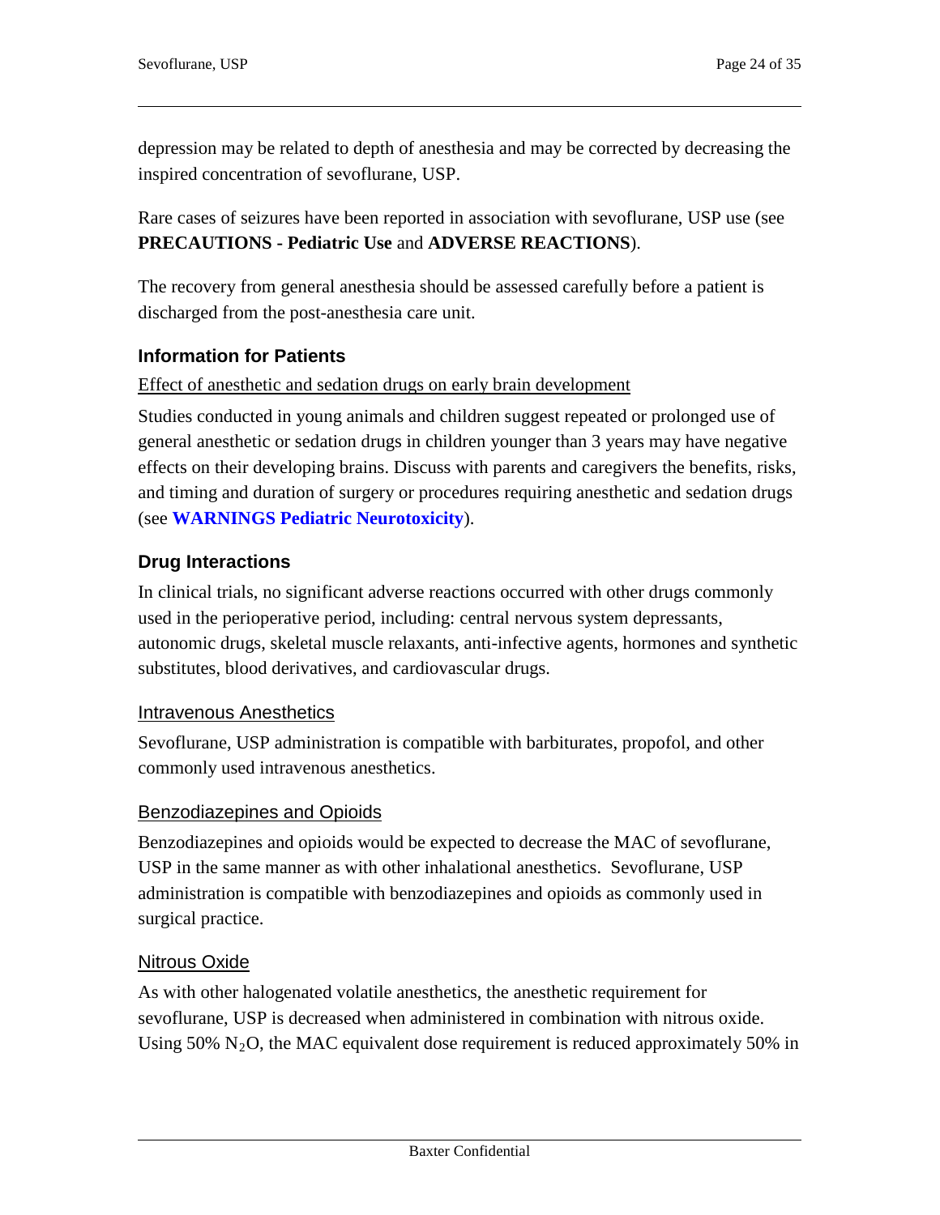depression may be related to depth of anesthesia and may be corrected by decreasing the inspired concentration of sevoflurane, USP.

Rare cases of seizures have been reported in association with sevoflurane, USP use (see **PRECAUTIONS - Pediatric Use** and **ADVERSE REACTIONS**).

The recovery from general anesthesia should be assessed carefully before a patient is discharged from the post-anesthesia care unit.

### Information for Patients

Effect of anesthetic and sedation drugs on early brain development

Studies conducted in young animals and children suggest repeated or prolonged use of general anesthetic or sedation drugs in children younger than 3 years may have negative effects on their developing brains. Discuss with parents and caregivers the benefits, risks, and timing and duration of surgery or procedures requiring anesthetic and sedation drugs (see **WARNINGS Pediatric Neurotoxicity**).

### Drug Interactions

In clinical trials, no significant adverse reactions occurred with other drugs commonly used in the perioperative period, including: central nervous system depressants, autonomic drugs, skeletal muscle relaxants, anti-infective agents, hormones and synthetic substitutes, blood derivatives, and cardiovascular drugs.

#### Intravenous Anesthetics

Sevoflurane, USP administration is compatible with barbiturates, propofol, and other commonly used intravenous anesthetics.

#### Benzodiazepines and Opioids

Benzodiazepines and opioids would be expected to decrease the MAC of sevoflurane, USP in the same manner as with other inhalational anesthetics. Sevoflurane, USP administration is compatible with benzodiazepines and opioids as commonly used in surgical practice.

#### Nitrous Oxide

As with other halogenated volatile anesthetics, the anesthetic requirement for sevoflurane, USP is decreased when administered in combination with nitrous oxide. Using 50% $N_2O$, the MAC equivalent dose requirement is reduced approximately 50% in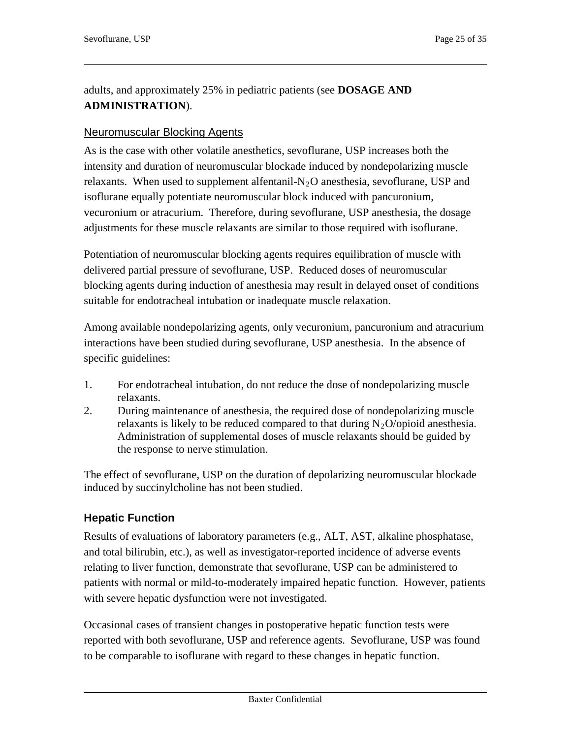adults, and approximately 25% in pediatric patients (see **DOSAGE AND ADMINISTRATION**).

### Neuromuscular Blocking Agents

As is the case with other volatile anesthetics, sevoflurane, USP increases both the intensity and duration of neuromuscular blockade induced by nondepolarizing muscle relaxants. When used to supplement alfentanil-$N_2O$ anesthesia, sevoflurane, USP and isoflurane equally potentiate neuromuscular block induced with pancuronium, vecuronium or atracurium. Therefore, during sevoflurane, USP anesthesia, the dosage adjustments for these muscle relaxants are similar to those required with isoflurane.

Potentiation of neuromuscular blocking agents requires equilibration of muscle with delivered partial pressure of sevoflurane, USP. Reduced doses of neuromuscular blocking agents during induction of anesthesia may result in delayed onset of conditions suitable for endotracheal intubation or inadequate muscle relaxation.

Among available nondepolarizing agents, only vecuronium, pancuronium and atracurium interactions have been studied during sevoflurane, USP anesthesia. In the absence of specific guidelines:

1. For endotracheal intubation, do not reduce the dose of nondepolarizing muscle relaxants.
2. During maintenance of anesthesia, the required dose of nondepolarizing muscle relaxants is likely to be reduced compared to that during $N_2O$/opioid anesthesia. Administration of supplemental doses of muscle relaxants should be guided by the response to nerve stimulation.

The effect of sevoflurane, USP on the duration of depolarizing neuromuscular blockade induced by succinylcholine has not been studied.

## Hepatic Function

Results of evaluations of laboratory parameters (e.g., ALT, AST, alkaline phosphatase, and total bilirubin, etc.), as well as investigator-reported incidence of adverse events relating to liver function, demonstrate that sevoflurane, USP can be administered to patients with normal or mild-to-moderately impaired hepatic function. However, patients with severe hepatic dysfunction were not investigated.

Occasional cases of transient changes in postoperative hepatic function tests were reported with both sevoflurane, USP and reference agents. Sevoflurane, USP was found to be comparable to isoflurane with regard to these changes in hepatic function.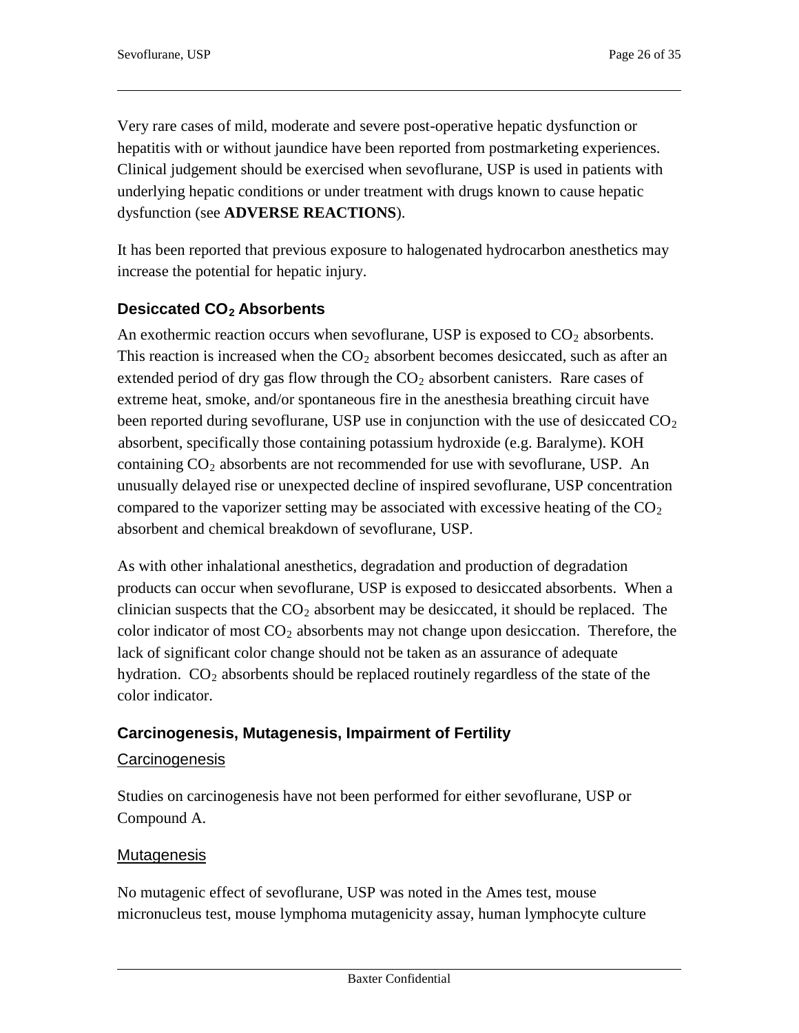Very rare cases of mild, moderate and severe post-operative hepatic dysfunction or hepatitis with or without jaundice have been reported from postmarketing experiences. Clinical judgement should be exercised when sevoflurane, USP is used in patients with underlying hepatic conditions or under treatment with drugs known to cause hepatic dysfunction (see **ADVERSE REACTIONS**).

It has been reported that previous exposure to halogenated hydrocarbon anesthetics may increase the potential for hepatic injury.

### Desiccated $CO_2$ Absorbents

An exothermic reaction occurs when sevoflurane, USP is exposed to $CO_2$ absorbents. This reaction is increased when the $CO_2$ absorbent becomes desiccated, such as after an extended period of dry gas flow through the $CO_2$ absorbent canisters. Rare cases of extreme heat, smoke, and/or spontaneous fire in the anesthesia breathing circuit have been reported during sevoflurane, USP use in conjunction with the use of desiccated $CO_2$ absorbent, specifically those containing potassium hydroxide (e.g. Baralyme). KOH containing $CO_2$ absorbents are not recommended for use with sevoflurane, USP. An unusually delayed rise or unexpected decline of inspired sevoflurane, USP concentration compared to the vaporizer setting may be associated with excessive heating of the $CO_2$ absorbent and chemical breakdown of sevoflurane, USP.

As with other inhalational anesthetics, degradation and production of degradation products can occur when sevoflurane, USP is exposed to desiccated absorbents. When a clinician suspects that the $CO_2$ absorbent may be desiccated, it should be replaced. The color indicator of most $CO_2$ absorbents may not change upon desiccation. Therefore, the lack of significant color change should not be taken as an assurance of adequate hydration. $CO_2$ absorbents should be replaced routinely regardless of the state of the color indicator.

### Carcinogenesis, Mutagenesis, Impairment of Fertility

#### Carcinogenesis

Studies on carcinogenesis have not been performed for either sevoflurane, USP or Compound A.

#### Mutagenesis

No mutagenic effect of sevoflurane, USP was noted in the Ames test, mouse micronucleus test, mouse lymphoma mutagenicity assay, human lymphocyte culture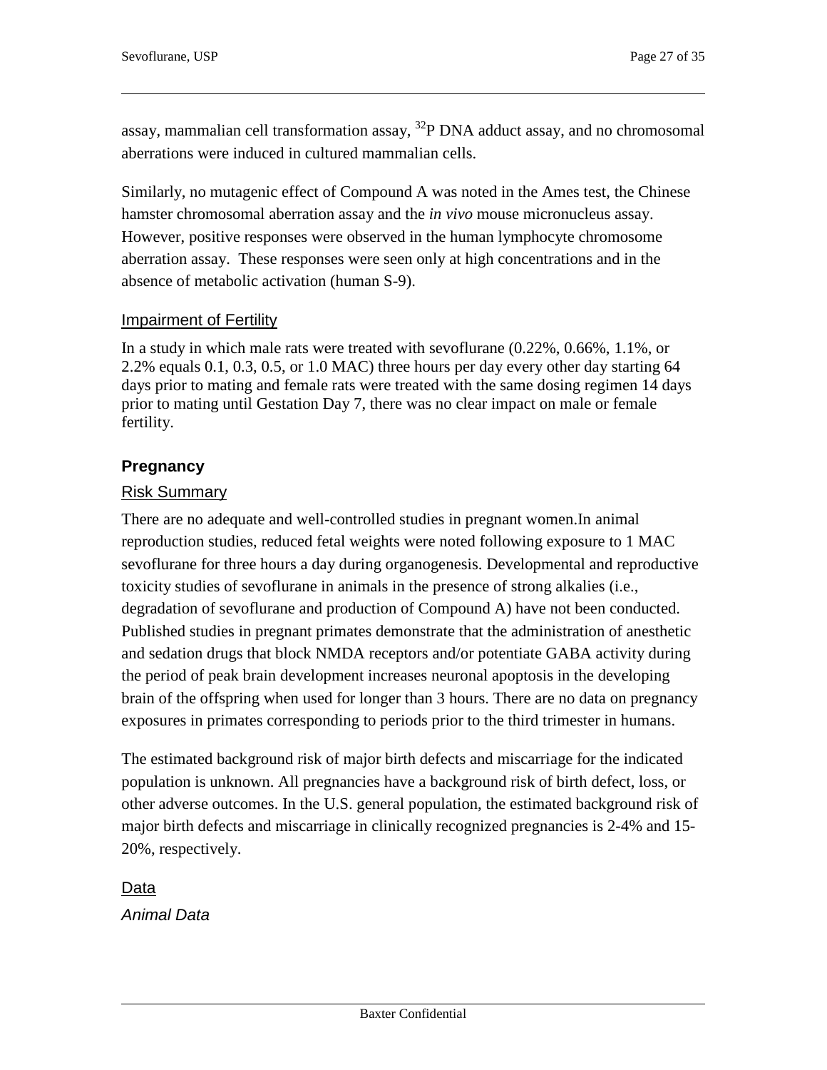assay, mammalian cell transformation assay, $^{32}P$ DNA adduct assay, and no chromosomal aberrations were induced in cultured mammalian cells.

Similarly, no mutagenic effect of Compound A was noted in the Ames test, the Chinese hamster chromosomal aberration assay and the *in vivo* mouse micronucleus assay. However, positive responses were observed in the human lymphocyte chromosome aberration assay. These responses were seen only at high concentrations and in the absence of metabolic activation (human S-9).

### Impairment of Fertility

In a study in which male rats were treated with sevoflurane (0.22%, 0.66%, 1.1%, or 2.2% equals 0.1, 0.3, 0.5, or 1.0 MAC) three hours per day every other day starting 64 days prior to mating and female rats were treated with the same dosing regimen 14 days prior to mating until Gestation Day 7, there was no clear impact on male or female fertility.

## Pregnancy

### Risk Summary

There are no adequate and well-controlled studies in pregnant women.In animal reproduction studies, reduced fetal weights were noted following exposure to 1 MAC sevoflurane for three hours a day during organogenesis. Developmental and reproductive toxicity studies of sevoflurane in animals in the presence of strong alkalies (i.e., degradation of sevoflurane and production of Compound A) have not been conducted. Published studies in pregnant primates demonstrate that the administration of anesthetic and sedation drugs that block NMDA receptors and/or potentiate GABA activity during the period of peak brain development increases neuronal apoptosis in the developing brain of the offspring when used for longer than 3 hours. There are no data on pregnancy exposures in primates corresponding to periods prior to the third trimester in humans.

The estimated background risk of major birth defects and miscarriage for the indicated population is unknown. All pregnancies have a background risk of birth defect, loss, or other adverse outcomes. In the U.S. general population, the estimated background risk of major birth defects and miscarriage in clinically recognized pregnancies is 2-4% and 15-20%, respectively.

### Data

*Animal Data*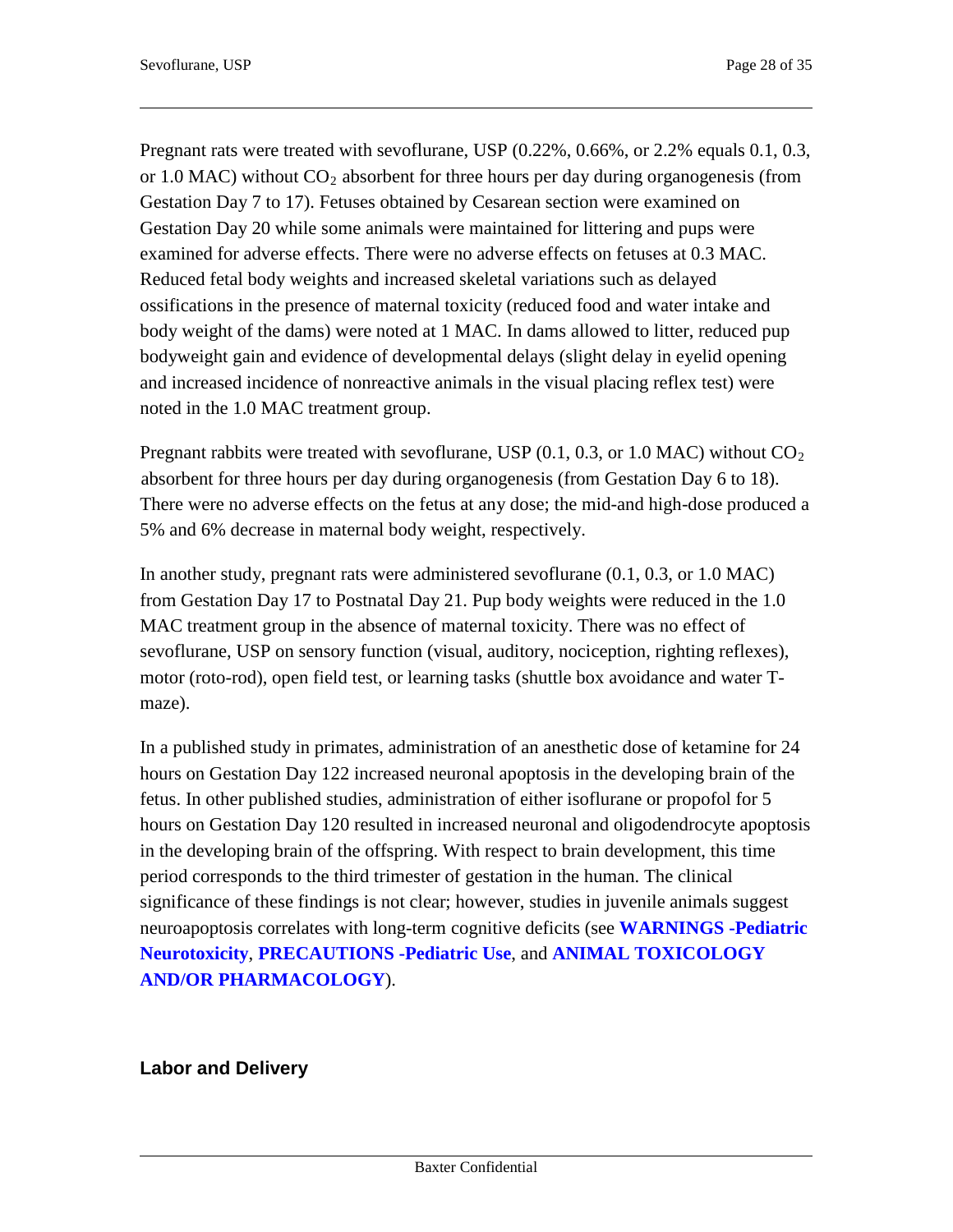Pregnant rats were treated with sevoflurane, USP (0.22%, 0.66%, or 2.2% equals 0.1, 0.3, or 1.0 MAC) without $CO_2$ absorbent for three hours per day during organogenesis (from Gestation Day 7 to 17). Fetuses obtained by Cesarean section were examined on Gestation Day 20 while some animals were maintained for littering and pups were examined for adverse effects. There were no adverse effects on fetuses at 0.3 MAC. Reduced fetal body weights and increased skeletal variations such as delayed ossifications in the presence of maternal toxicity (reduced food and water intake and body weight of the dams) were noted at 1 MAC. In dams allowed to litter, reduced pup bodyweight gain and evidence of developmental delays (slight delay in eyelid opening and increased incidence of nonreactive animals in the visual placing reflex test) were noted in the 1.0 MAC treatment group.

Pregnant rabbits were treated with sevoflurane, USP (0.1, 0.3, or 1.0 MAC) without $CO_2$ absorbent for three hours per day during organogenesis (from Gestation Day 6 to 18). There were no adverse effects on the fetus at any dose; the mid-and high-dose produced a 5% and 6% decrease in maternal body weight, respectively.

In another study, pregnant rats were administered sevoflurane (0.1, 0.3, or 1.0 MAC) from Gestation Day 17 to Postnatal Day 21. Pup body weights were reduced in the 1.0 MAC treatment group in the absence of maternal toxicity. There was no effect of sevoflurane, USP on sensory function (visual, auditory, nociception, righting reflexes), motor (roto-rod), open field test, or learning tasks (shuttle box avoidance and water T-maze).

In a published study in primates, administration of an anesthetic dose of ketamine for 24 hours on Gestation Day 122 increased neuronal apoptosis in the developing brain of the fetus. In other published studies, administration of either isoflurane or propofol for 5 hours on Gestation Day 120 resulted in increased neuronal and oligodendrocyte apoptosis in the developing brain of the offspring. With respect to brain development, this time period corresponds to the third trimester of gestation in the human. The clinical significance of these findings is not clear; however, studies in juvenile animals suggest neuroapoptosis correlates with long-term cognitive deficits (see **WARNINGS -Pediatric Neurotoxicity**, **PRECAUTIONS -Pediatric Use**, and **ANIMAL TOXICOLOGY AND/OR PHARMACOLOGY**).

## Labor and Delivery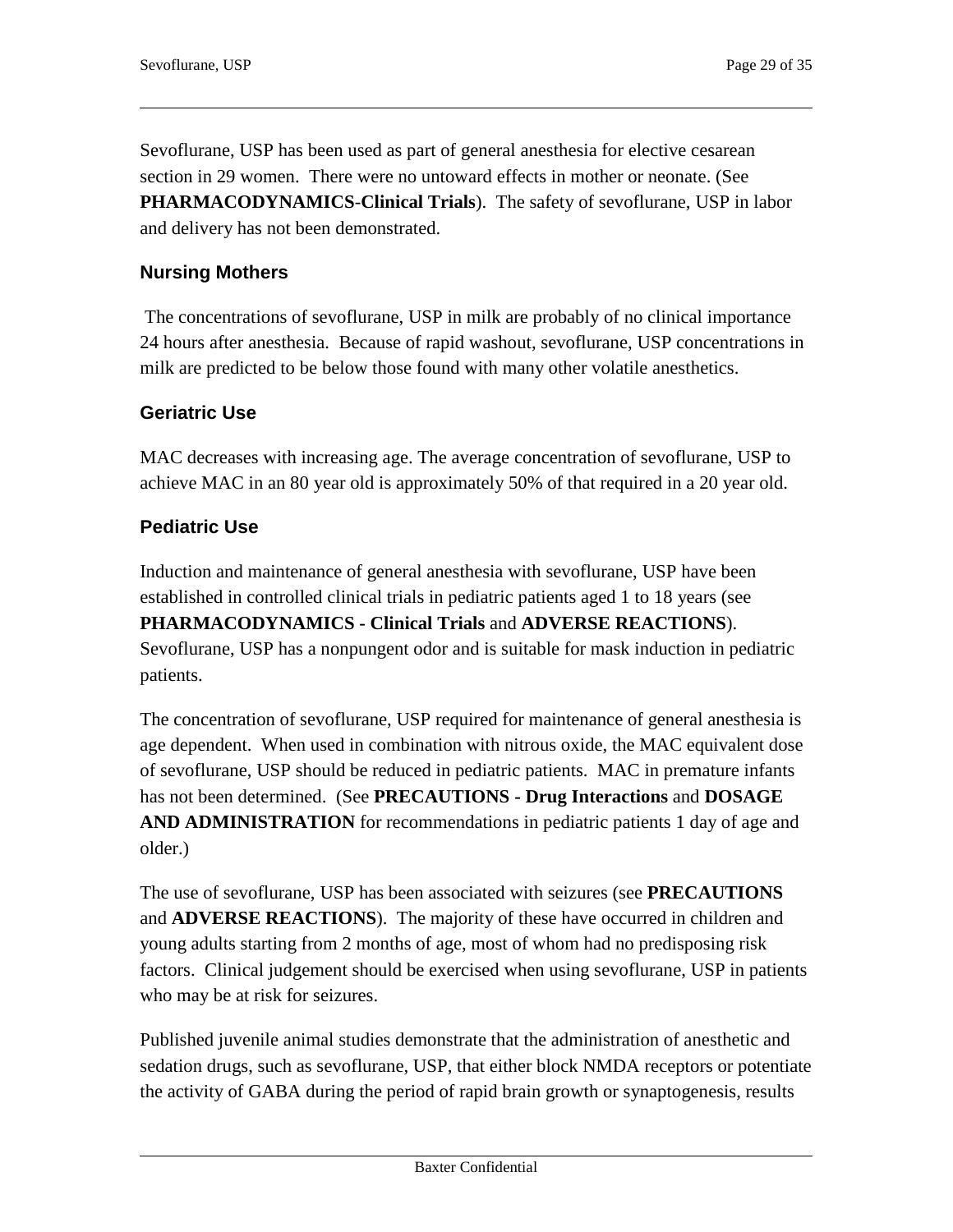Sevoflurane, USP has been used as part of general anesthesia for elective cesarean section in 29 women. There were no untoward effects in mother or neonate. (See **PHARMACODYNAMICS-Clinical Trials**). The safety of sevoflurane, USP in labor and delivery has not been demonstrated.

### Nursing Mothers

The concentrations of sevoflurane, USP in milk are probably of no clinical importance 24 hours after anesthesia. Because of rapid washout, sevoflurane, USP concentrations in milk are predicted to be below those found with many other volatile anesthetics.

### Geriatric Use

MAC decreases with increasing age. The average concentration of sevoflurane, USP to achieve MAC in an 80 year old is approximately 50% of that required in a 20 year old.

### Pediatric Use

Induction and maintenance of general anesthesia with sevoflurane, USP have been established in controlled clinical trials in pediatric patients aged 1 to 18 years (see **PHARMACODYNAMICS - Clinical Trials** and **ADVERSE REACTIONS**). Sevoflurane, USP has a nonpungent odor and is suitable for mask induction in pediatric patients.

The concentration of sevoflurane, USP required for maintenance of general anesthesia is age dependent. When used in combination with nitrous oxide, the MAC equivalent dose of sevoflurane, USP should be reduced in pediatric patients. MAC in premature infants has not been determined. (See **PRECAUTIONS - Drug Interactions** and **DOSAGE AND ADMINISTRATION** for recommendations in pediatric patients 1 day of age and older.)

The use of sevoflurane, USP has been associated with seizures (see **PRECAUTIONS** and **ADVERSE REACTIONS**). The majority of these have occurred in children and young adults starting from 2 months of age, most of whom had no predisposing risk factors. Clinical judgement should be exercised when using sevoflurane, USP in patients who may be at risk for seizures.

Published juvenile animal studies demonstrate that the administration of anesthetic and sedation drugs, such as sevoflurane, USP, that either block NMDA receptors or potentiate the activity of GABA during the period of rapid brain growth or synaptogenesis, results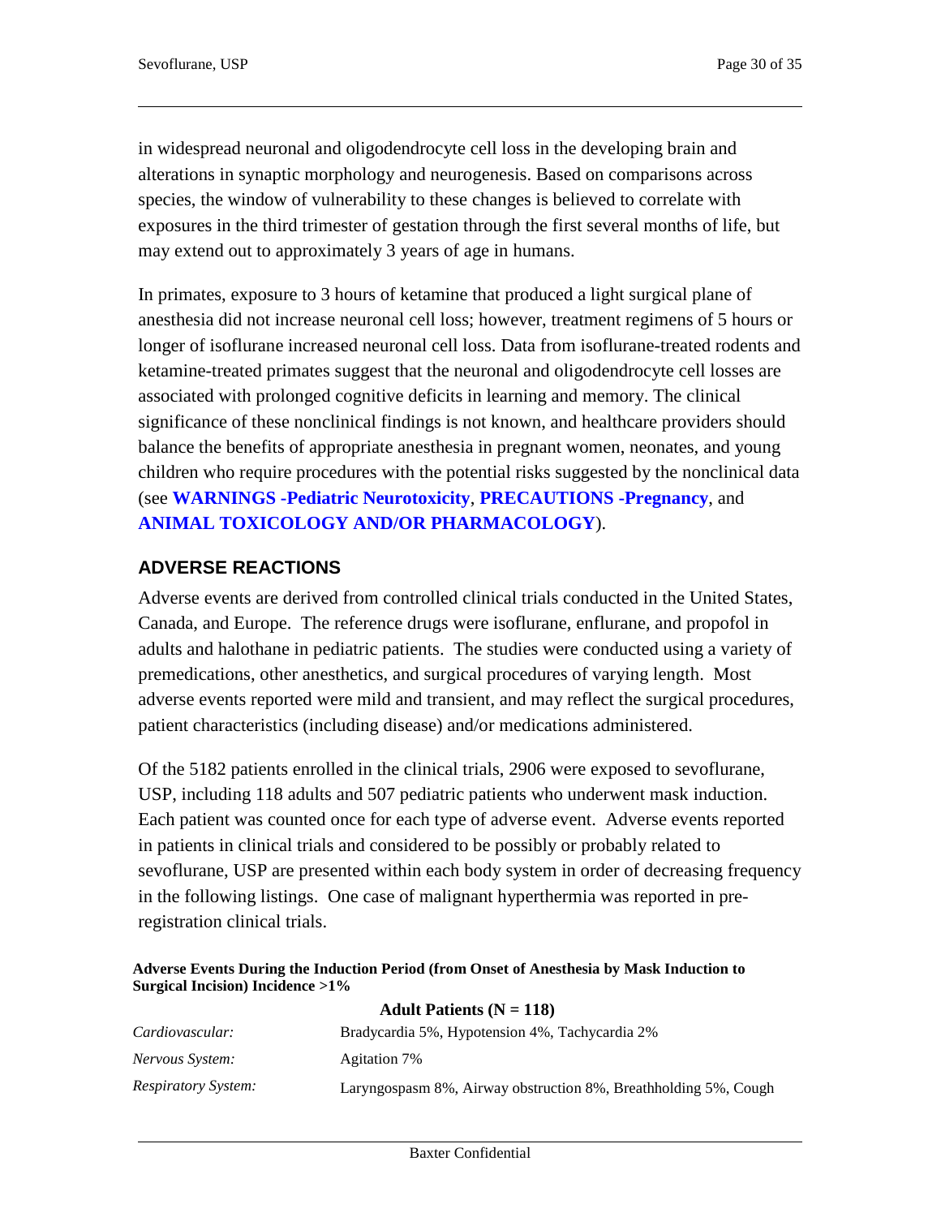in widespread neuronal and oligodendrocyte cell loss in the developing brain and alterations in synaptic morphology and neurogenesis. Based on comparisons across species, the window of vulnerability to these changes is believed to correlate with exposures in the third trimester of gestation through the first several months of life, but may extend out to approximately 3 years of age in humans.

In primates, exposure to 3 hours of ketamine that produced a light surgical plane of anesthesia did not increase neuronal cell loss; however, treatment regimens of 5 hours or longer of isoflurane increased neuronal cell loss. Data from isoflurane-treated rodents and ketamine-treated primates suggest that the neuronal and oligodendrocyte cell losses are associated with prolonged cognitive deficits in learning and memory. The clinical significance of these nonclinical findings is not known, and healthcare providers should balance the benefits of appropriate anesthesia in pregnant women, neonates, and young children who require procedures with the potential risks suggested by the nonclinical data (see **WARNINGS -Pediatric Neurotoxicity**, **PRECAUTIONS -Pregnancy**, and **ANIMAL TOXICOLOGY AND/OR PHARMACOLOGY**).

## ADVERSE REACTIONS

Adverse events are derived from controlled clinical trials conducted in the United States, Canada, and Europe. The reference drugs were isoflurane, enflurane, and propofol in adults and halothane in pediatric patients. The studies were conducted using a variety of premedications, other anesthetics, and surgical procedures of varying length. Most adverse events reported were mild and transient, and may reflect the surgical procedures, patient characteristics (including disease) and/or medications administered.

Of the 5182 patients enrolled in the clinical trials, 2906 were exposed to sevoflurane, USP, including 118 adults and 507 pediatric patients who underwent mask induction. Each patient was counted once for each type of adverse event. Adverse events reported in patients in clinical trials and considered to be possibly or probably related to sevoflurane, USP are presented within each body system in order of decreasing frequency in the following listings. One case of malignant hyperthermia was reported in pre-registration clinical trials.

**Adverse Events During the Induction Period (from Onset of Anesthesia by Mask Induction to Surgical Incision) Incidence >1%**

| | **Adult Patients (N = 118)** |
|---|---|
| *Cardiovascular:* | Bradycardia 5%, Hypotension 4%, Tachycardia 2% |
| *Nervous System:* | Agitation 7% |
| *Respiratory System:* | Laryngospasm 8%, Airway obstruction 8%, Breathholding 5%, Cough |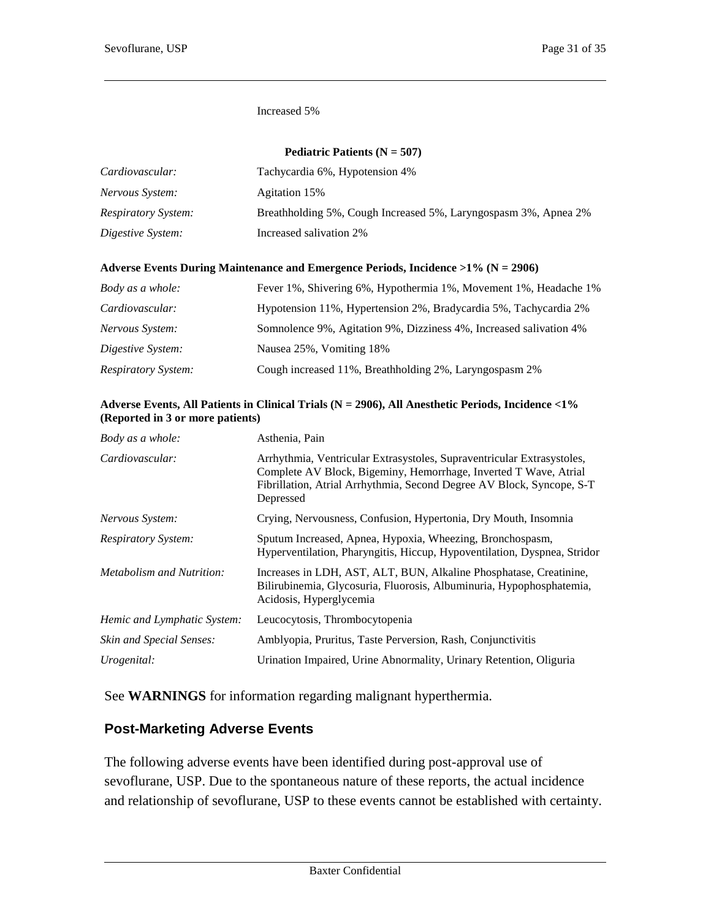Increased 5%

**Pediatric Patients (N = 507)**

| | |
|---|---|
| *Cardiovascular:* | Tachycardia 6%, Hypotension 4% |
| *Nervous System:* | Agitation 15% |
| *Respiratory System:* | Breathholding 5%, Cough Increased 5%, Laryngospasm 3%, Apnea 2% |
| *Digestive System:* | Increased salivation 2% |

**Adverse Events During Maintenance and Emergence Periods, Incidence >1% (N = 2906)**

| | |
|---|---|
| *Body as a whole:* | Fever 1%, Shivering 6%, Hypothermia 1%, Movement 1%, Headache 1% |
| *Cardiovascular:* | Hypotension 11%, Hypertension 2%, Bradycardia 5%, Tachycardia 2% |
| *Nervous System:* | Somnolence 9%, Agitation 9%, Dizziness 4%, Increased salivation 4% |
| *Digestive System:* | Nausea 25%, Vomiting 18% |
| *Respiratory System:* | Cough increased 11%, Breathholding 2%, Laryngospasm 2% |

**Adverse Events, All Patients in Clinical Trials (N = 2906), All Anesthetic Periods, Incidence <1% (Reported in 3 or more patients)**

| | |
|---|---|
| *Body as a whole:* | Asthenia, Pain |
| *Cardiovascular:* | Arrhythmia, Ventricular Extrasystoles, Supraventricular Extrasystoles, Complete AV Block, Bigeminy, Hemorrhage, Inverted T Wave, Atrial Fibrillation, Atrial Arrhythmia, Second Degree AV Block, Syncope, S-T Depressed |
| *Nervous System:* | Crying, Nervousness, Confusion, Hypertonia, Dry Mouth, Insomnia |
| *Respiratory System:* | Sputum Increased, Apnea, Hypoxia, Wheezing, Bronchospasm, Hyperventilation, Pharyngitis, Hiccup, Hypoventilation, Dyspnea, Stridor |
| *Metabolism and Nutrition:* | Increases in LDH, AST, ALT, BUN, Alkaline Phosphatase, Creatinine, Bilirubinemia, Glycosuria, Fluorosis, Albuminuria, Hypophosphatemia, Acidosis, Hyperglycemia |
| *Hemic and Lymphatic System:* | Leucocytosis, Thrombocytopenia |
| *Skin and Special Senses:* | Amblyopia, Pruritus, Taste Perversion, Rash, Conjunctivitis |
| *Urogenital:* | Urination Impaired, Urine Abnormality, Urinary Retention, Oliguria |

See **WARNINGS** for information regarding malignant hyperthermia.

## Post-Marketing Adverse Events

The following adverse events have been identified during post-approval use of sevoflurane, USP. Due to the spontaneous nature of these reports, the actual incidence and relationship of sevoflurane, USP to these events cannot be established with certainty.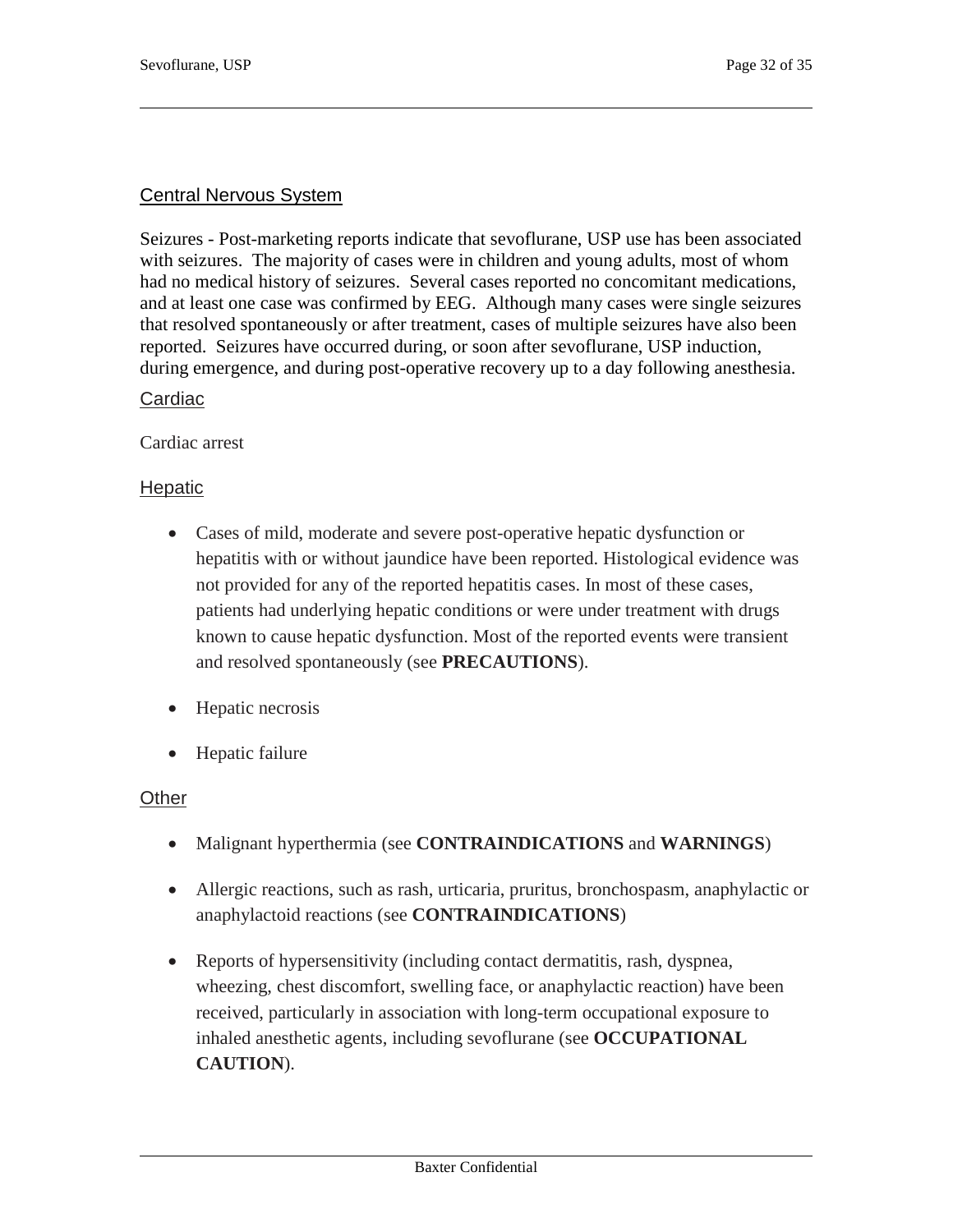### Central Nervous System

Seizures - Post-marketing reports indicate that sevoflurane, USP use has been associated with seizures. The majority of cases were in children and young adults, most of whom had no medical history of seizures. Several cases reported no concomitant medications, and at least one case was confirmed by EEG. Although many cases were single seizures that resolved spontaneously or after treatment, cases of multiple seizures have also been reported. Seizures have occurred during, or soon after sevoflurane, USP induction, during emergence, and during post-operative recovery up to a day following anesthesia.

### Cardiac

Cardiac arrest

### Hepatic

- Cases of mild, moderate and severe post-operative hepatic dysfunction or hepatitis with or without jaundice have been reported. Histological evidence was not provided for any of the reported hepatitis cases. In most of these cases, patients had underlying hepatic conditions or were under treatment with drugs known to cause hepatic dysfunction. Most of the reported events were transient and resolved spontaneously (see **PRECAUTIONS**).
- Hepatic necrosis
- Hepatic failure

### Other

- Malignant hyperthermia (see **CONTRAINDICATIONS** and **WARNINGS**)
- Allergic reactions, such as rash, urticaria, pruritus, bronchospasm, anaphylactic or anaphylactoid reactions (see **CONTRAINDICATIONS**)
- Reports of hypersensitivity (including contact dermatitis, rash, dyspnea, wheezing, chest discomfort, swelling face, or anaphylactic reaction) have been received, particularly in association with long-term occupational exposure to inhaled anesthetic agents, including sevoflurane (see **OCCUPATIONAL CAUTION**).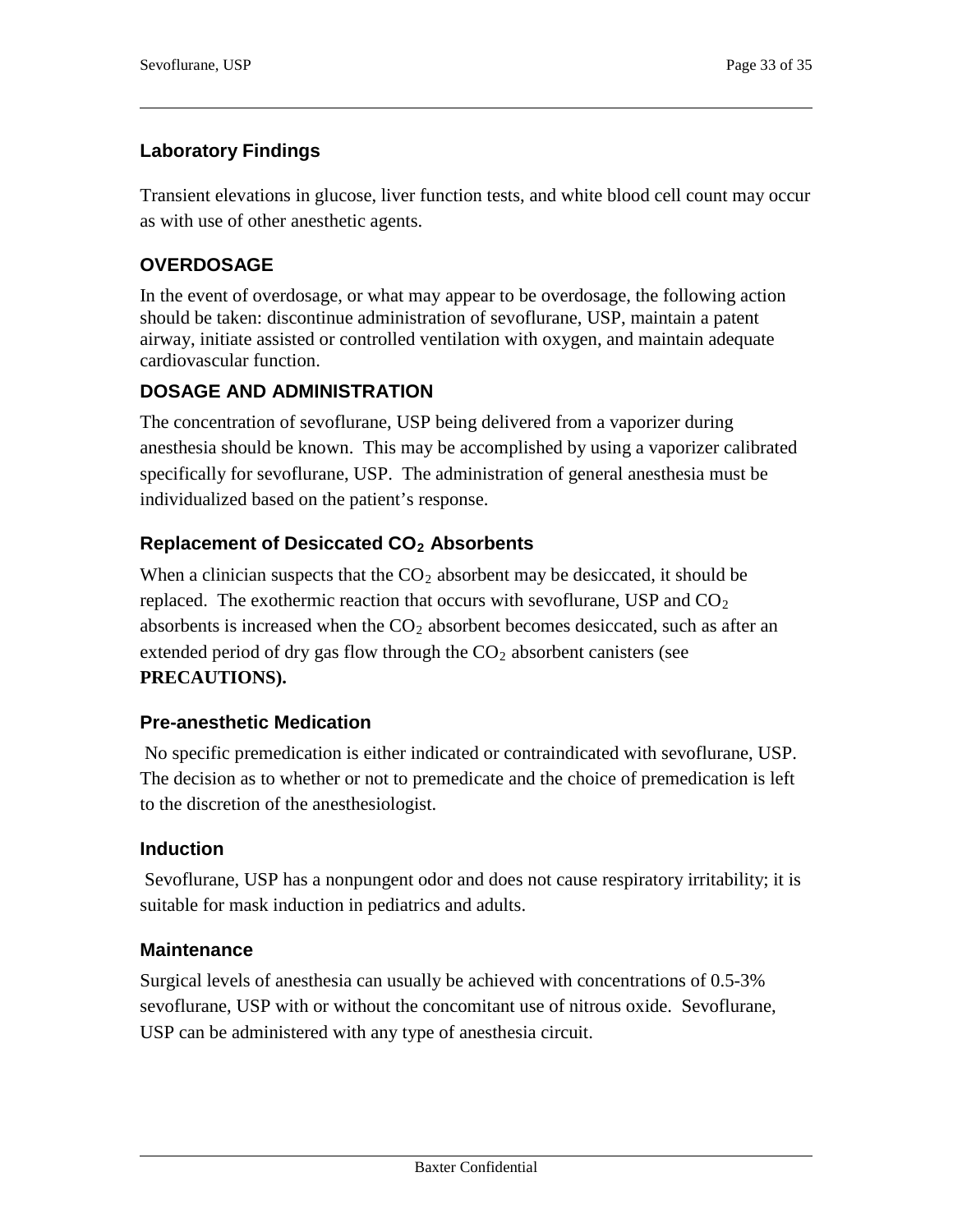## Laboratory Findings

Transient elevations in glucose, liver function tests, and white blood cell count may occur as with use of other anesthetic agents.

## OVERDOSAGE

In the event of overdosage, or what may appear to be overdosage, the following action should be taken: discontinue administration of sevoflurane, USP, maintain a patent airway, initiate assisted or controlled ventilation with oxygen, and maintain adequate cardiovascular function.

## DOSAGE AND ADMINISTRATION

The concentration of sevoflurane, USP being delivered from a vaporizer during anesthesia should be known. This may be accomplished by using a vaporizer calibrated specifically for sevoflurane, USP. The administration of general anesthesia must be individualized based on the patient's response.

### Replacement of Desiccated $CO_2$ Absorbents

When a clinician suspects that the $CO_2$ absorbent may be desiccated, it should be replaced. The exothermic reaction that occurs with sevoflurane, USP and $CO_2$ absorbents is increased when the $CO_2$ absorbent becomes desiccated, such as after an extended period of dry gas flow through the $CO_2$ absorbent canisters (see **PRECAUTIONS).**

### Pre-anesthetic Medication

No specific premedication is either indicated or contraindicated with sevoflurane, USP. The decision as to whether or not to premedicate and the choice of premedication is left to the discretion of the anesthesiologist.

### Induction

Sevoflurane, USP has a nonpungent odor and does not cause respiratory irritability; it is suitable for mask induction in pediatrics and adults.

### Maintenance

Surgical levels of anesthesia can usually be achieved with concentrations of 0.5-3% sevoflurane, USP with or without the concomitant use of nitrous oxide. Sevoflurane, USP can be administered with any type of anesthesia circuit.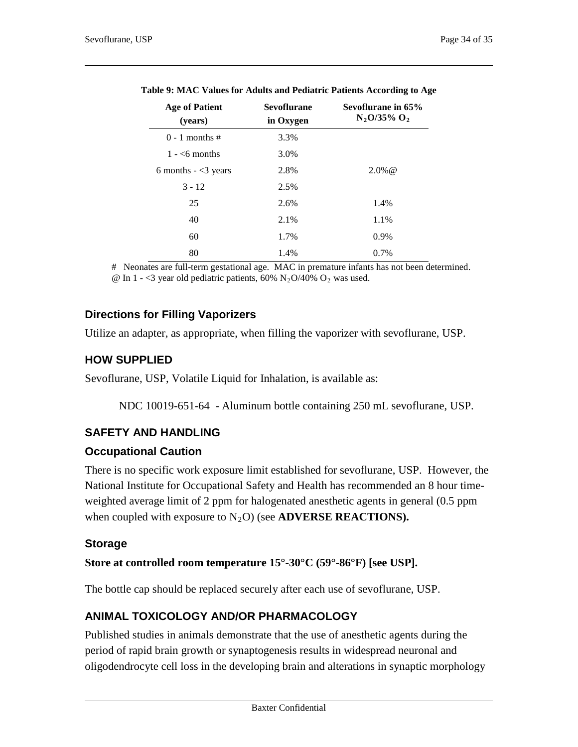**Table 9: MAC Values for Adults and Pediatric Patients According to Age**

| Age of Patient (years) | Sevoflurane in Oxygen | Sevoflurane in 65% $N_2O$/35% $O_2$ |
|---|---|---|
| 0 - 1 months # | 3.3% | |
| 1 - <6 months | 3.0% | |
| 6 months - <3 years | 2.8% | 2.0%@ |
| 3 - 12 | 2.5% | |
| 25 | 2.6% | 1.4% |
| 40 | 2.1% | 1.1% |
| 60 | 1.7% | 0.9% |
| 80 | 1.4% | 0.7% |

# Neonates are full-term gestational age. MAC in premature infants has not been determined.
@ In 1 - <3 year old pediatric patients, 60% $N_2O$/40% $O_2$ was used.

## Directions for Filling Vaporizers

Utilize an adapter, as appropriate, when filling the vaporizer with sevoflurane, USP.

## HOW SUPPLIED

Sevoflurane, USP, Volatile Liquid for Inhalation, is available as:

NDC 10019-651-64 - Aluminum bottle containing 250 mL sevoflurane, USP.

## SAFETY AND HANDLING

### Occupational Caution

There is no specific work exposure limit established for sevoflurane, USP. However, the National Institute for Occupational Safety and Health has recommended an 8 hour time-weighted average limit of 2 ppm for halogenated anesthetic agents in general (0.5 ppm when coupled with exposure to $N_2O$) (see **ADVERSE REACTIONS).**

### Storage

**Store at controlled room temperature 15°-30°C (59°-86°F) [see USP].**

The bottle cap should be replaced securely after each use of sevoflurane, USP.

## ANIMAL TOXICOLOGY AND/OR PHARMACOLOGY

Published studies in animals demonstrate that the use of anesthetic agents during the period of rapid brain growth or synaptogenesis results in widespread neuronal and oligodendrocyte cell loss in the developing brain and alterations in synaptic morphology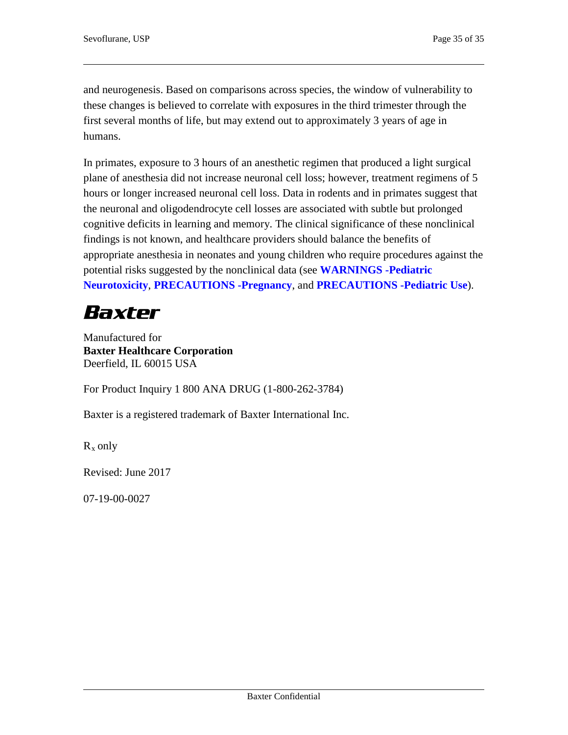and neurogenesis. Based on comparisons across species, the window of vulnerability to these changes is believed to correlate with exposures in the third trimester through the first several months of life, but may extend out to approximately 3 years of age in humans.

In primates, exposure to 3 hours of an anesthetic regimen that produced a light surgical plane of anesthesia did not increase neuronal cell loss; however, treatment regimens of 5 hours or longer increased neuronal cell loss. Data in rodents and in primates suggest that the neuronal and oligodendrocyte cell losses are associated with subtle but prolonged cognitive deficits in learning and memory. The clinical significance of these nonclinical findings is not known, and healthcare providers should balance the benefits of appropriate anesthesia in neonates and young children who require procedures against the potential risks suggested by the nonclinical data (see **WARNINGS -Pediatric Neurotoxicity**, **PRECAUTIONS -Pregnancy**, and **PRECAUTIONS -Pediatric Use**).

***Baxter***

Manufactured for
**Baxter Healthcare Corporation**
Deerfield, IL 60015 USA

For Product Inquiry 1 800 ANA DRUG (1-800-262-3784)

Baxter is a registered trademark of Baxter International Inc.

$R_x$ only

Revised: June 2017

07-19-00-0027